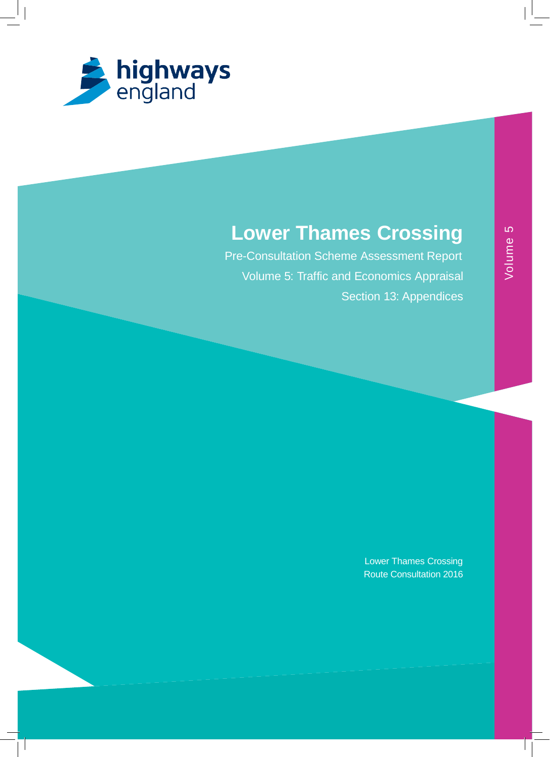highways england

# Lower Thames Crossing

Pre-Consultation Scheme Assessment Report

Volume 5: Traffic and Economics Appraisal

Section 13: Appendices

Volume 5

Lower Thames Crossing
Route Consultation 2016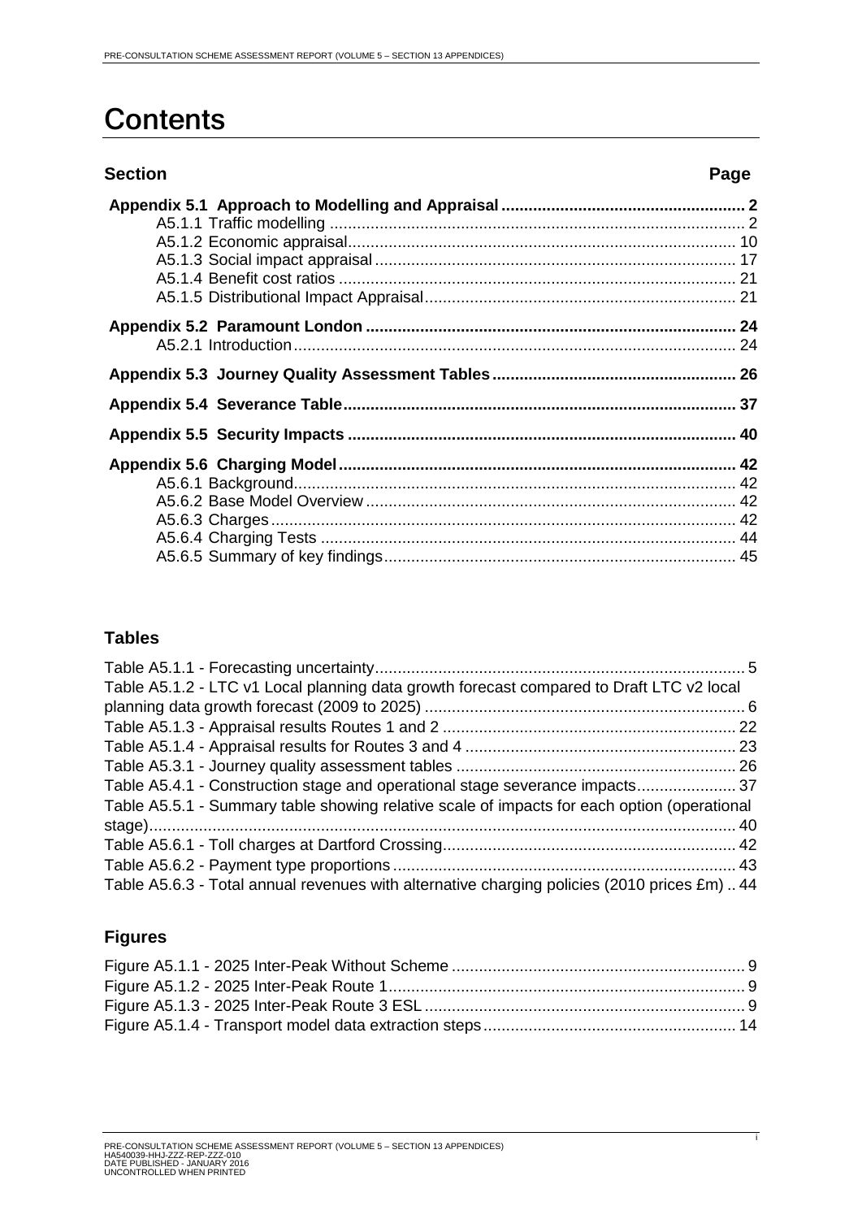# Contents

| Section | Page |
|---|---|
| **Appendix 5.1 Approach to Modelling and Appraisal** | **2** |
| A5.1.1 Traffic modelling | 2 |
| A5.1.2 Economic appraisal | 10 |
| A5.1.3 Social impact appraisal | 17 |
| A5.1.4 Benefit cost ratios | 21 |
| A5.1.5 Distributional Impact Appraisal | 21 |
| **Appendix 5.2 Paramount London** | **24** |
| A5.2.1 Introduction | 24 |
| **Appendix 5.3 Journey Quality Assessment Tables** | **26** |
| **Appendix 5.4 Severance Table** | **37** |
| **Appendix 5.5 Security Impacts** | **40** |
| **Appendix 5.6 Charging Model** | **42** |
| A5.6.1 Background | 42 |
| A5.6.2 Base Model Overview | 42 |
| A5.6.3 Charges | 42 |
| A5.6.4 Charging Tests | 44 |
| A5.6.5 Summary of key findings | 45 |

## Tables

| | |
|---|---|
| Table A5.1.1 - Forecasting uncertainty | 5 |
| Table A5.1.2 - LTC v1 Local planning data growth forecast compared to Draft LTC v2 local planning data growth forecast (2009 to 2025) | 6 |
| Table A5.1.3 - Appraisal results Routes 1 and 2 | 22 |
| Table A5.1.4 - Appraisal results for Routes 3 and 4 | 23 |
| Table A5.3.1 - Journey quality assessment tables | 26 |
| Table A5.4.1 - Construction stage and operational stage severance impacts | 37 |
| Table A5.5.1 - Summary table showing relative scale of impacts for each option (operational stage) | 40 |
| Table A5.6.1 - Toll charges at Dartford Crossing | 42 |
| Table A5.6.2 - Payment type proportions | 43 |
| Table A5.6.3 - Total annual revenues with alternative charging policies (2010 prices £m) | 44 |

## Figures

| | |
|---|---|
| Figure A5.1.1 - 2025 Inter-Peak Without Scheme | 9 |
| Figure A5.1.2 - 2025 Inter-Peak Route 1 | 9 |
| Figure A5.1.3 - 2025 Inter-Peak Route 3 ESL | 9 |
| Figure A5.1.4 - Transport model data extraction steps | 14 |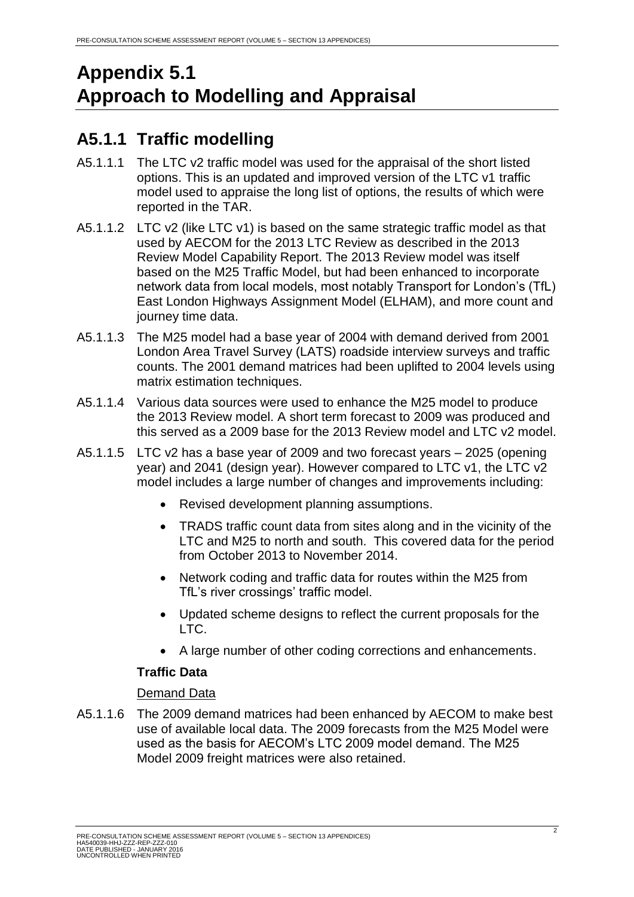# Appendix 5.1 Approach to Modelling and Appraisal

## A5.1.1 Traffic modelling

A5.1.1.1 The LTC v2 traffic model was used for the appraisal of the short listed options. This is an updated and improved version of the LTC v1 traffic model used to appraise the long list of options, the results of which were reported in the TAR.

A5.1.1.2 LTC v2 (like LTC v1) is based on the same strategic traffic model as that used by AECOM for the 2013 LTC Review as described in the 2013 Review Model Capability Report. The 2013 Review model was itself based on the M25 Traffic Model, but had been enhanced to incorporate network data from local models, most notably Transport for London's (TfL) East London Highways Assignment Model (ELHAM), and more count and journey time data.

A5.1.1.3 The M25 model had a base year of 2004 with demand derived from 2001 London Area Travel Survey (LATS) roadside interview surveys and traffic counts. The 2001 demand matrices had been uplifted to 2004 levels using matrix estimation techniques.

A5.1.1.4 Various data sources were used to enhance the M25 model to produce the 2013 Review model. A short term forecast to 2009 was produced and this served as a 2009 base for the 2013 Review model and LTC v2 model.

A5.1.1.5 LTC v2 has a base year of 2009 and two forecast years – 2025 (opening year) and 2041 (design year). However compared to LTC v1, the LTC v2 model includes a large number of changes and improvements including:

- Revised development planning assumptions.
- TRADS traffic count data from sites along and in the vicinity of the LTC and M25 to north and south. This covered data for the period from October 2013 to November 2014.
- Network coding and traffic data for routes within the M25 from TfL's river crossings' traffic model.
- Updated scheme designs to reflect the current proposals for the LTC.
- A large number of other coding corrections and enhancements.

**Traffic Data**

Demand Data

A5.1.1.6 The 2009 demand matrices had been enhanced by AECOM to make best use of available local data. The 2009 forecasts from the M25 Model were used as the basis for AECOM's LTC 2009 model demand. The M25 Model 2009 freight matrices were also retained.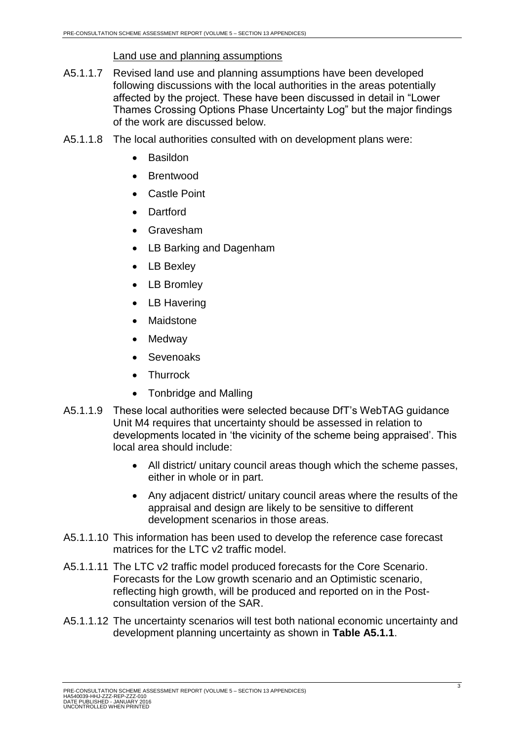Land use and planning assumptions

A5.1.1.7 Revised land use and planning assumptions have been developed following discussions with the local authorities in the areas potentially affected by the project. These have been discussed in detail in "Lower Thames Crossing Options Phase Uncertainty Log" but the major findings of the work are discussed below.

A5.1.1.8 The local authorities consulted with on development plans were:

- Basildon
- Brentwood
- Castle Point
- Dartford
- Gravesham
- LB Barking and Dagenham
- LB Bexley
- LB Bromley
- LB Havering
- Maidstone
- Medway
- Sevenoaks
- Thurrock
- Tonbridge and Malling

A5.1.1.9 These local authorities were selected because DfT's WebTAG guidance Unit M4 requires that uncertainty should be assessed in relation to developments located in 'the vicinity of the scheme being appraised'. This local area should include:

- All district/ unitary council areas though which the scheme passes, either in whole or in part.
- Any adjacent district/ unitary council areas where the results of the appraisal and design are likely to be sensitive to different development scenarios in those areas.

A5.1.1.10 This information has been used to develop the reference case forecast matrices for the LTC v2 traffic model.

A5.1.1.11 The LTC v2 traffic model produced forecasts for the Core Scenario. Forecasts for the Low growth scenario and an Optimistic scenario, reflecting high growth, will be produced and reported on in the Post-consultation version of the SAR.

A5.1.1.12 The uncertainty scenarios will test both national economic uncertainty and development planning uncertainty as shown in **Table A5.1.1**.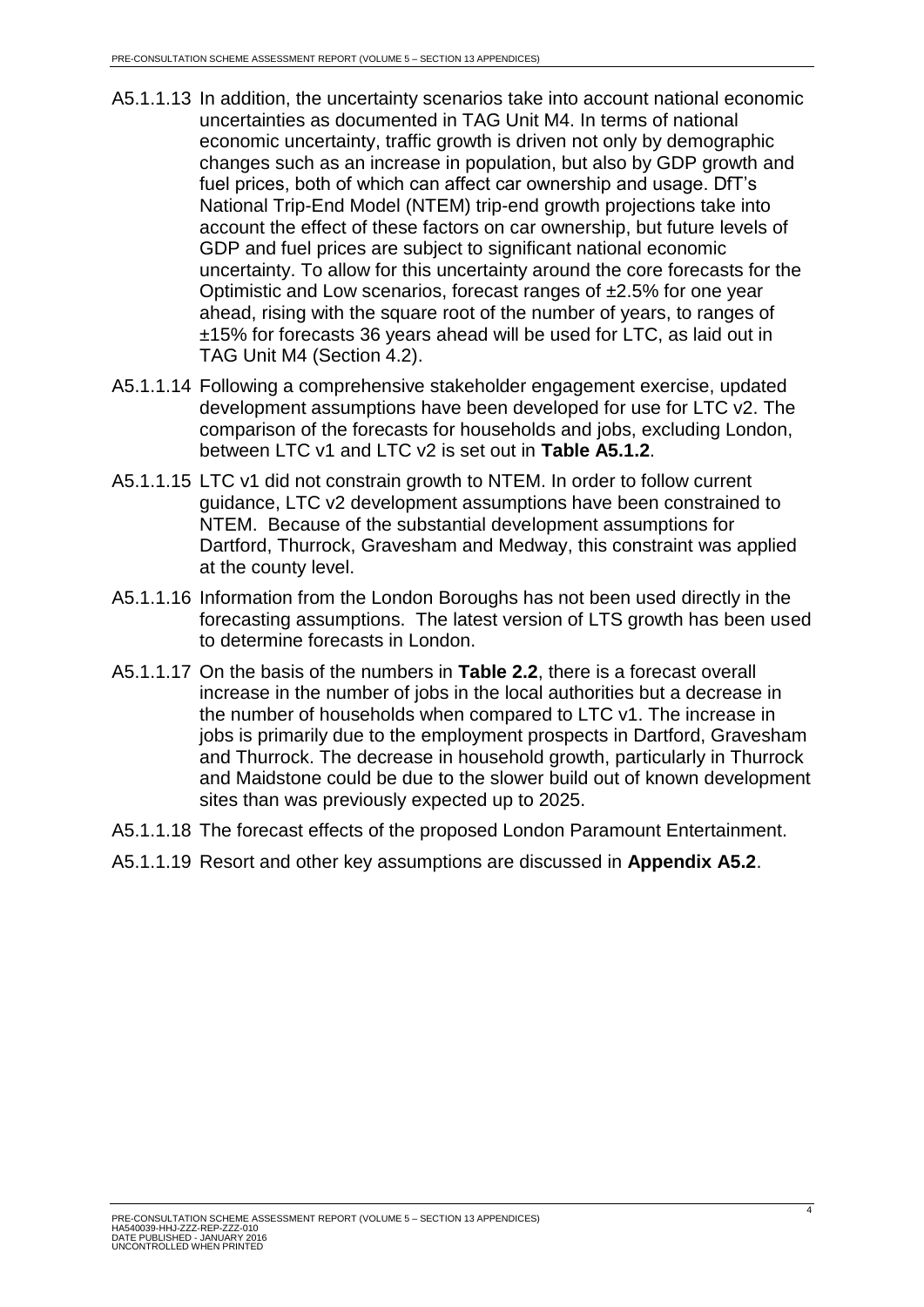A5.1.1.13 In addition, the uncertainty scenarios take into account national economic uncertainties as documented in TAG Unit M4. In terms of national economic uncertainty, traffic growth is driven not only by demographic changes such as an increase in population, but also by GDP growth and fuel prices, both of which can affect car ownership and usage. DfT's National Trip-End Model (NTEM) trip-end growth projections take into account the effect of these factors on car ownership, but future levels of GDP and fuel prices are subject to significant national economic uncertainty. To allow for this uncertainty around the core forecasts for the Optimistic and Low scenarios, forecast ranges of ±2.5% for one year ahead, rising with the square root of the number of years, to ranges of ±15% for forecasts 36 years ahead will be used for LTC, as laid out in TAG Unit M4 (Section 4.2).

A5.1.1.14 Following a comprehensive stakeholder engagement exercise, updated development assumptions have been developed for use for LTC v2. The comparison of the forecasts for households and jobs, excluding London, between LTC v1 and LTC v2 is set out in **Table A5.1.2**.

A5.1.1.15 LTC v1 did not constrain growth to NTEM. In order to follow current guidance, LTC v2 development assumptions have been constrained to NTEM. Because of the substantial development assumptions for Dartford, Thurrock, Gravesham and Medway, this constraint was applied at the county level.

A5.1.1.16 Information from the London Boroughs has not been used directly in the forecasting assumptions. The latest version of LTS growth has been used to determine forecasts in London.

A5.1.1.17 On the basis of the numbers in **Table 2.2**, there is a forecast overall increase in the number of jobs in the local authorities but a decrease in the number of households when compared to LTC v1. The increase in jobs is primarily due to the employment prospects in Dartford, Gravesham and Thurrock. The decrease in household growth, particularly in Thurrock and Maidstone could be due to the slower build out of known development sites than was previously expected up to 2025.

A5.1.1.18 The forecast effects of the proposed London Paramount Entertainment.

A5.1.1.19 Resort and other key assumptions are discussed in **Appendix A5.2**.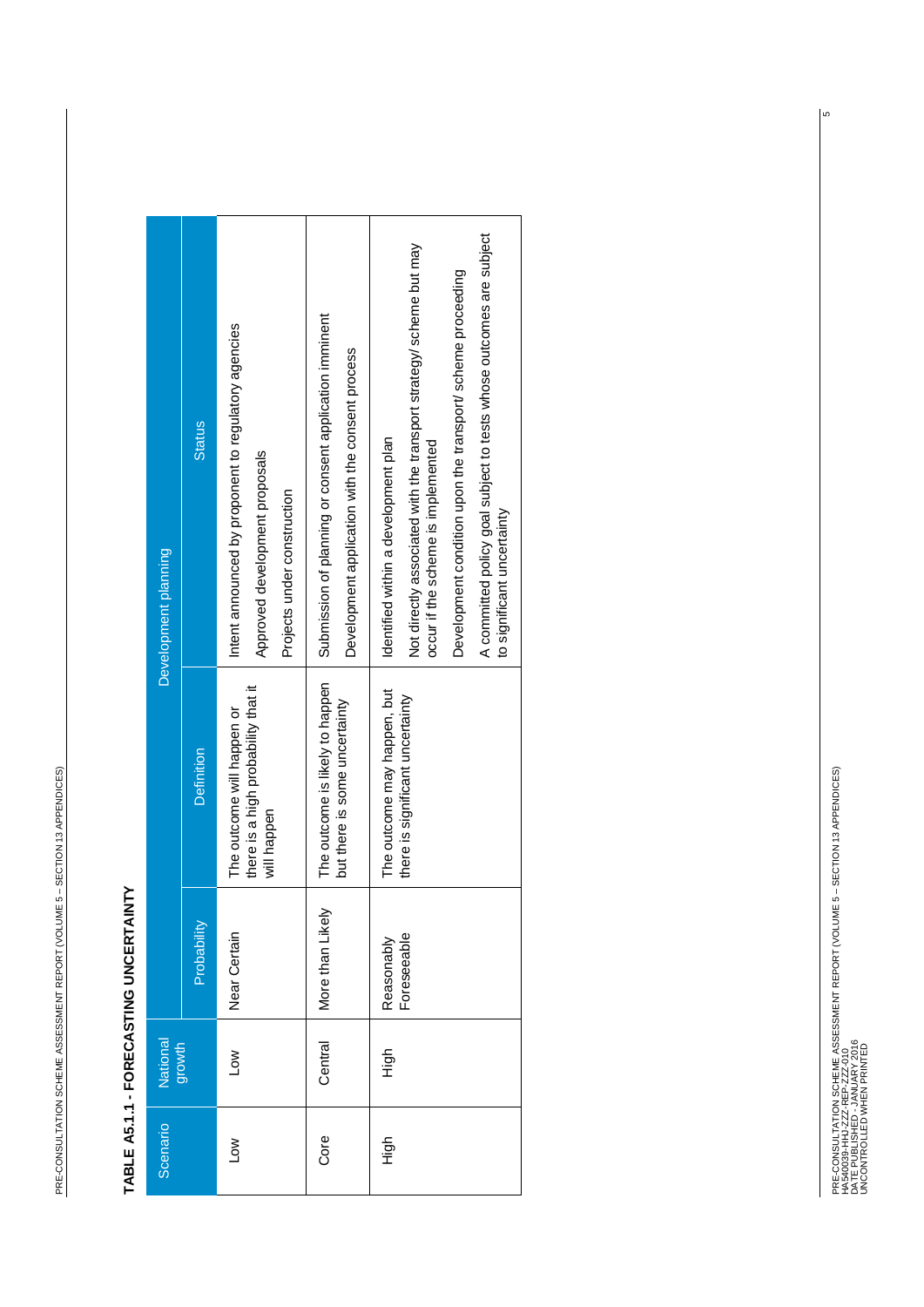## TABLE A5.1.1 - FORECASTING UNCERTAINTY

| Scenario | National growth | Development planning | | |
|---|---|---|---|---|
| | | Probability | Definition | Status |
| Low | Low | Near Certain | The outcome will happen or there is a high probability that it will happen | Intent announced by proponent to regulatory agencies<br>Approved development proposals<br>Projects under construction |
| Core | Central | More than Likely | The outcome is likely to happen but there is some uncertainty | Submission of planning or consent application imminent<br>Development application with the consent process |
| High | High | Reasonably Foreseeable | The outcome may happen, but there is significant uncertainty | Identified within a development plan<br>Not directly associated with the transport strategy/ scheme but may occur if the scheme is implemented<br>Development condition upon the transport/ scheme proceeding<br>A committed policy goal subject to tests whose outcomes are subject to significant uncertainty |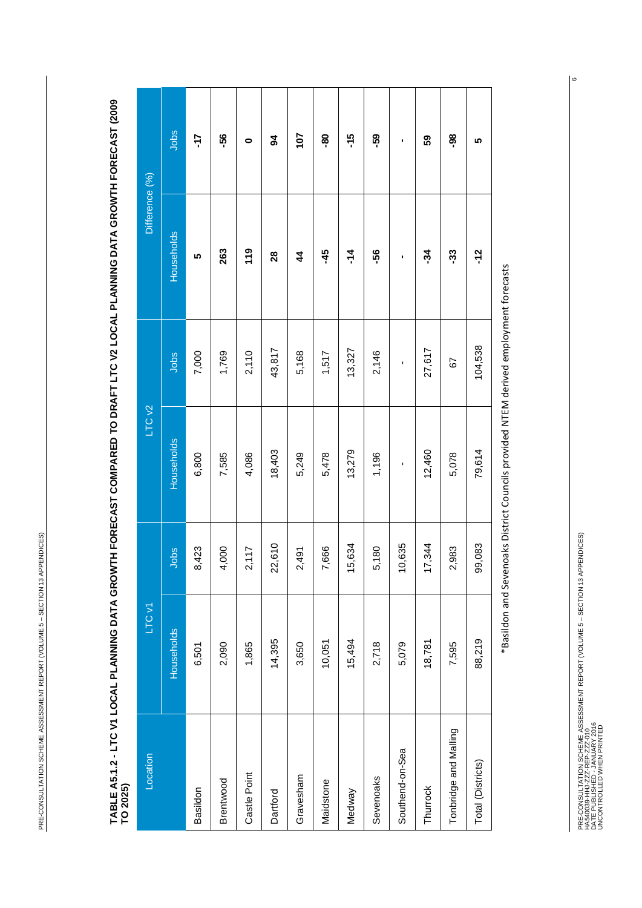**TABLE A5.1.2 - LTC V1 LOCAL PLANNING DATA GROWTH FORECAST COMPARED TO DRAFT LTC V2 LOCAL PLANNING DATA GROWTH FORECAST (2009 TO 2025)**

| Location | LTC v1 | | LTC v2 | | Difference (%) | |
|---|---|---|---|---|---|---|
| | Households | Jobs | Households | Jobs | Households | Jobs |
| Basildon | 6,501 | 8,423 | 6,800 | 7,000 | **5** | **-17** |
| Brentwood | 2,090 | 4,000 | 7,585 | 1,769 | **263** | **-56** |
| Castle Point | 1,865 | 2,117 | 4,086 | 2,110 | **119** | **0** |
| Dartford | 14,395 | 22,610 | 18,403 | 43,817 | **28** | **94** |
| Gravesham | 3,650 | 2,491 | 5,249 | 5,168 | **44** | **107** |
| Maidstone | 10,051 | 7,666 | 5,478 | 1,517 | **-45** | **-80** |
| Medway | 15,494 | 15,634 | 13,279 | 13,327 | **-14** | **-15** |
| Sevenoaks | 2,718 | 5,180 | 1,196 | 2,146 | **-56** | **-59** |
| Southend-on-Sea | 5,079 | 10,635 | - | - | **-** | **-** |
| Thurrock | 18,781 | 17,344 | 12,460 | 27,617 | **-34** | **59** |
| Tonbridge and Malling | 7,595 | 2,983 | 5,078 | 67 | **-33** | **-98** |
| Total (Districts) | 88,219 | 99,083 | 79,614 | 104,538 | **-12** | **5** |

*Basildon and Sevenoaks District Councils provided NTEM derived employment forecasts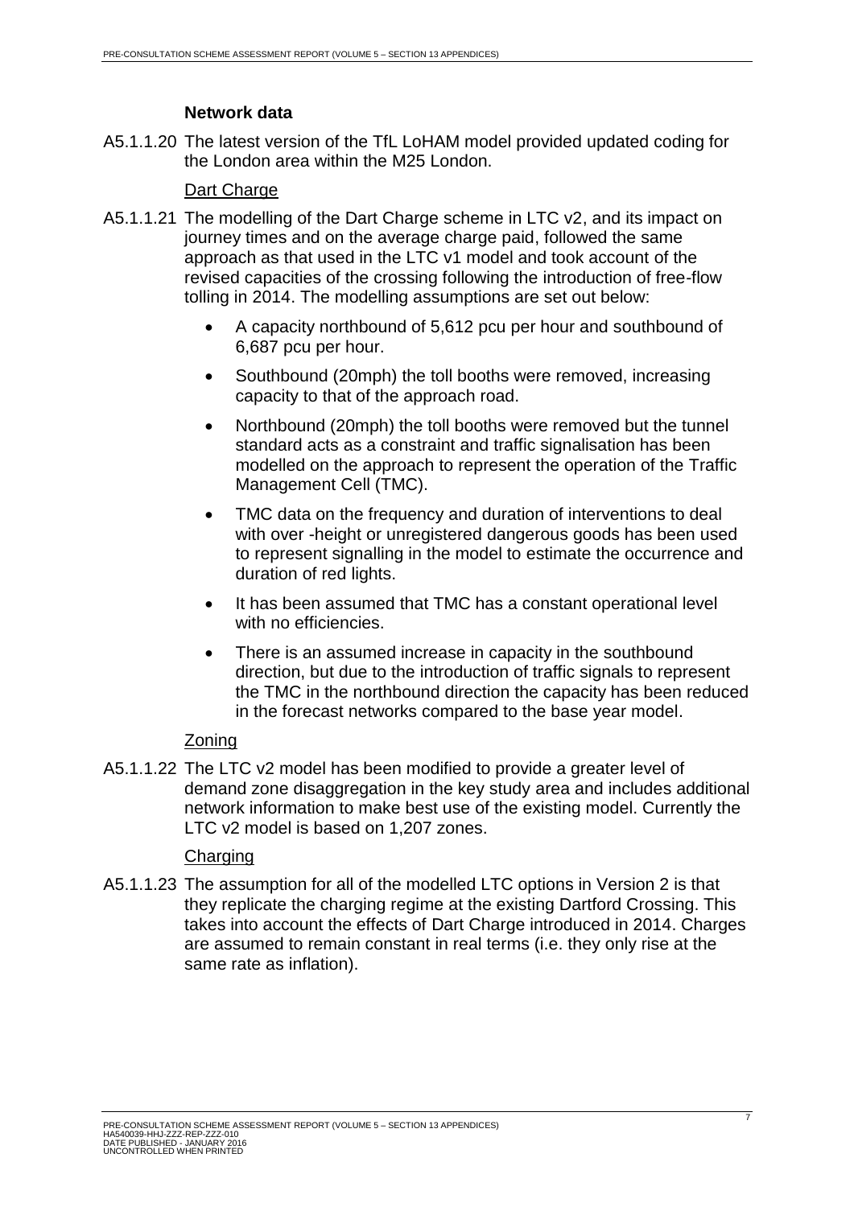### Network data

A5.1.1.20 The latest version of the TfL LoHAM model provided updated coding for the London area within the M25 London.

Dart Charge

A5.1.1.21 The modelling of the Dart Charge scheme in LTC v2, and its impact on journey times and on the average charge paid, followed the same approach as that used in the LTC v1 model and took account of the revised capacities of the crossing following the introduction of free-flow tolling in 2014. The modelling assumptions are set out below:

- A capacity northbound of 5,612 pcu per hour and southbound of 6,687 pcu per hour.
- Southbound (20mph) the toll booths were removed, increasing capacity to that of the approach road.
- Northbound (20mph) the toll booths were removed but the tunnel standard acts as a constraint and traffic signalisation has been modelled on the approach to represent the operation of the Traffic Management Cell (TMC).
- TMC data on the frequency and duration of interventions to deal with over -height or unregistered dangerous goods has been used to represent signalling in the model to estimate the occurrence and duration of red lights.
- It has been assumed that TMC has a constant operational level with no efficiencies.
- There is an assumed increase in capacity in the southbound direction, but due to the introduction of traffic signals to represent the TMC in the northbound direction the capacity has been reduced in the forecast networks compared to the base year model.

Zoning

A5.1.1.22 The LTC v2 model has been modified to provide a greater level of demand zone disaggregation in the key study area and includes additional network information to make best use of the existing model. Currently the LTC v2 model is based on 1,207 zones.

Charging

A5.1.1.23 The assumption for all of the modelled LTC options in Version 2 is that they replicate the charging regime at the existing Dartford Crossing. This takes into account the effects of Dart Charge introduced in 2014. Charges are assumed to remain constant in real terms (i.e. they only rise at the same rate as inflation).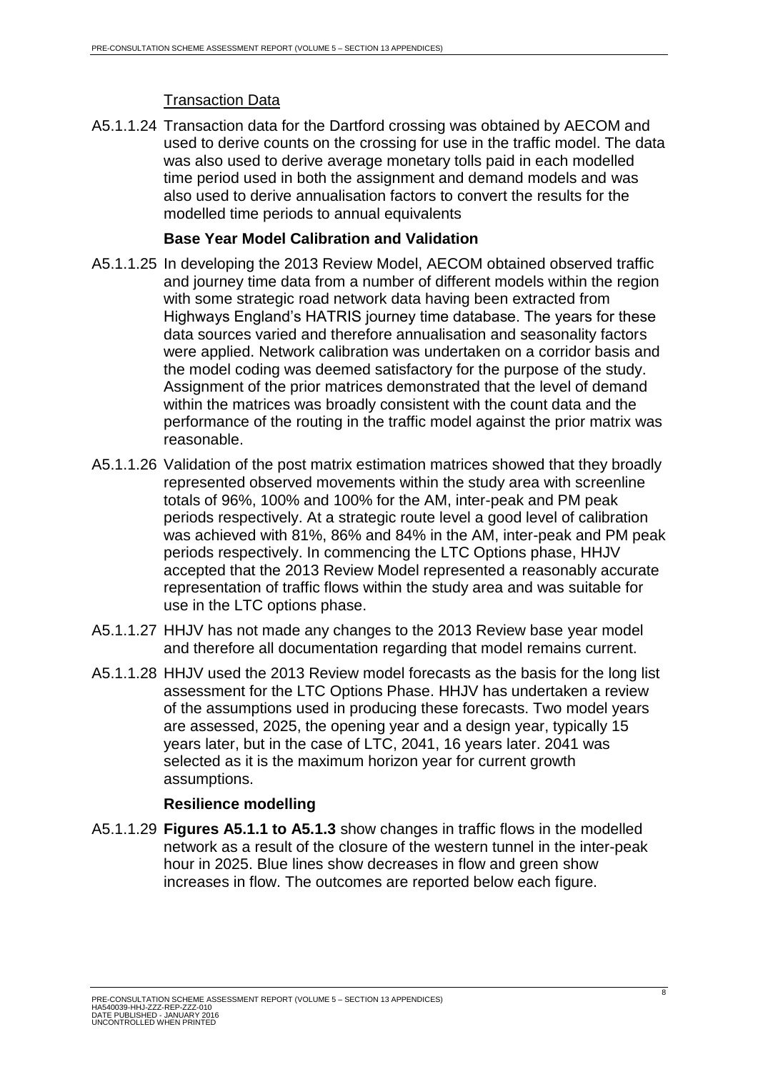Transaction Data

A5.1.1.24 Transaction data for the Dartford crossing was obtained by AECOM and used to derive counts on the crossing for use in the traffic model. The data was also used to derive average monetary tolls paid in each modelled time period used in both the assignment and demand models and was also used to derive annualisation factors to convert the results for the modelled time periods to annual equivalents

### Base Year Model Calibration and Validation

A5.1.1.25 In developing the 2013 Review Model, AECOM obtained observed traffic and journey time data from a number of different models within the region with some strategic road network data having been extracted from Highways England's HATRIS journey time database. The years for these data sources varied and therefore annualisation and seasonality factors were applied. Network calibration was undertaken on a corridor basis and the model coding was deemed satisfactory for the purpose of the study. Assignment of the prior matrices demonstrated that the level of demand within the matrices was broadly consistent with the count data and the performance of the routing in the traffic model against the prior matrix was reasonable.

A5.1.1.26 Validation of the post matrix estimation matrices showed that they broadly represented observed movements within the study area with screenline totals of 96%, 100% and 100% for the AM, inter-peak and PM peak periods respectively. At a strategic route level a good level of calibration was achieved with 81%, 86% and 84% in the AM, inter-peak and PM peak periods respectively. In commencing the LTC Options phase, HHJV accepted that the 2013 Review Model represented a reasonably accurate representation of traffic flows within the study area and was suitable for use in the LTC options phase.

A5.1.1.27 HHJV has not made any changes to the 2013 Review base year model and therefore all documentation regarding that model remains current.

A5.1.1.28 HHJV used the 2013 Review model forecasts as the basis for the long list assessment for the LTC Options Phase. HHJV has undertaken a review of the assumptions used in producing these forecasts. Two model years are assessed, 2025, the opening year and a design year, typically 15 years later, but in the case of LTC, 2041, 16 years later. 2041 was selected as it is the maximum horizon year for current growth assumptions.

### Resilience modelling

A5.1.1.29 **Figures A5.1.1 to A5.1.3** show changes in traffic flows in the modelled network as a result of the closure of the western tunnel in the inter-peak hour in 2025. Blue lines show decreases in flow and green show increases in flow. The outcomes are reported below each figure.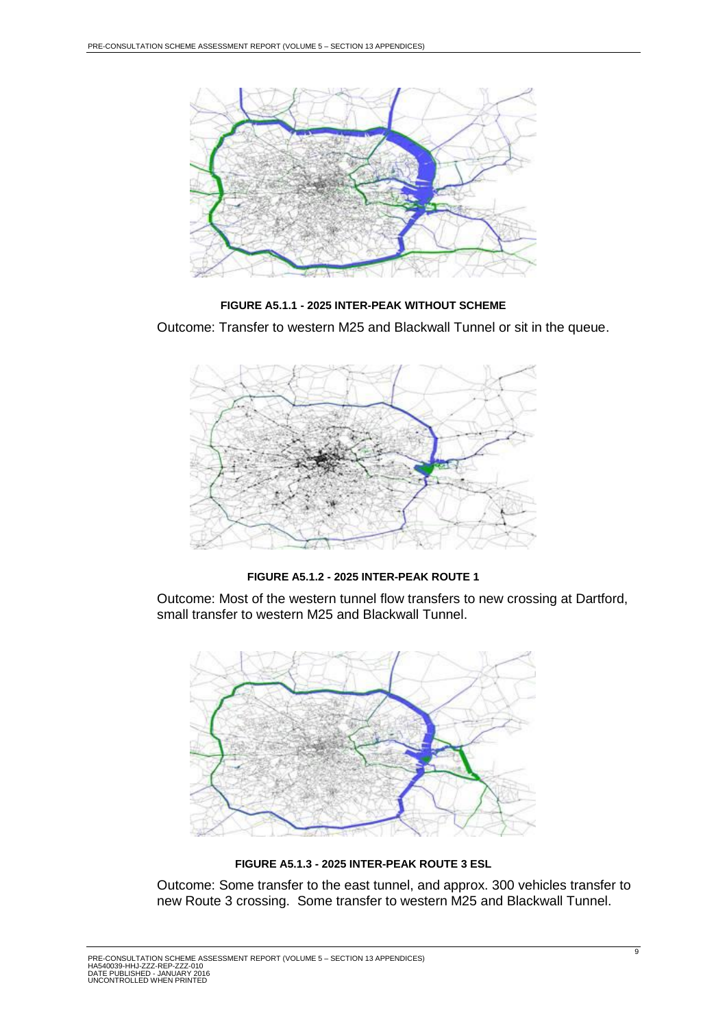**FIGURE A5.1.1 - 2025 INTER-PEAK WITHOUT SCHEME**

Outcome: Transfer to western M25 and Blackwall Tunnel or sit in the queue.

**FIGURE A5.1.2 - 2025 INTER-PEAK ROUTE 1**

Outcome: Most of the western tunnel flow transfers to new crossing at Dartford, small transfer to western M25 and Blackwall Tunnel.

**FIGURE A5.1.3 - 2025 INTER-PEAK ROUTE 3 ESL**

Outcome: Some transfer to the east tunnel, and approx. 300 vehicles transfer to new Route 3 crossing. Some transfer to western M25 and Blackwall Tunnel.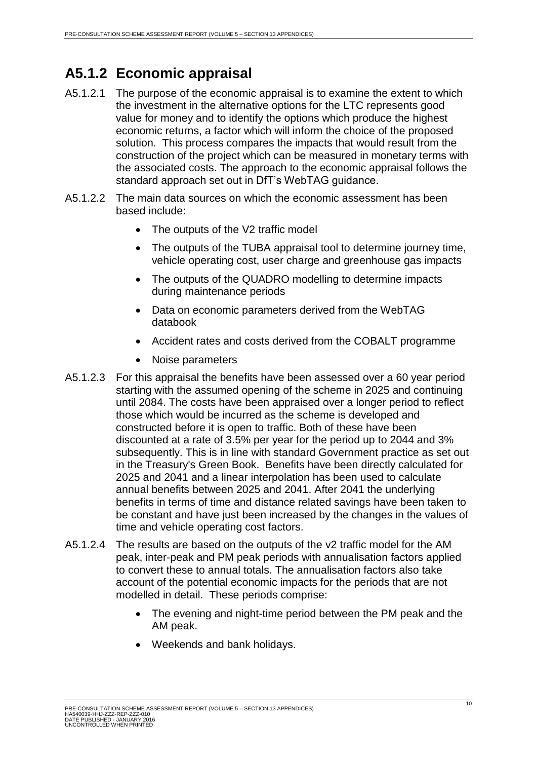## A5.1.2 Economic appraisal

A5.1.2.1 The purpose of the economic appraisal is to examine the extent to which the investment in the alternative options for the LTC represents good value for money and to identify the options which produce the highest economic returns, a factor which will inform the choice of the proposed solution. This process compares the impacts that would result from the construction of the project which can be measured in monetary terms with the associated costs. The approach to the economic appraisal follows the standard approach set out in DfT's WebTAG guidance.

A5.1.2.2 The main data sources on which the economic assessment has been based include:

- The outputs of the V2 traffic model
- The outputs of the TUBA appraisal tool to determine journey time, vehicle operating cost, user charge and greenhouse gas impacts
- The outputs of the QUADRO modelling to determine impacts during maintenance periods
- Data on economic parameters derived from the WebTAG databook
- Accident rates and costs derived from the COBALT programme
- Noise parameters

A5.1.2.3 For this appraisal the benefits have been assessed over a 60 year period starting with the assumed opening of the scheme in 2025 and continuing until 2084. The costs have been appraised over a longer period to reflect those which would be incurred as the scheme is developed and constructed before it is open to traffic. Both of these have been discounted at a rate of 3.5% per year for the period up to 2044 and 3% subsequently. This is in line with standard Government practice as set out in the Treasury's Green Book. Benefits have been directly calculated for 2025 and 2041 and a linear interpolation has been used to calculate annual benefits between 2025 and 2041. After 2041 the underlying benefits in terms of time and distance related savings have been taken to be constant and have just been increased by the changes in the values of time and vehicle operating cost factors.

A5.1.2.4 The results are based on the outputs of the v2 traffic model for the AM peak, inter-peak and PM peak periods with annualisation factors applied to convert these to annual totals. The annualisation factors also take account of the potential economic impacts for the periods that are not modelled in detail. These periods comprise:

- The evening and night-time period between the PM peak and the AM peak.
- Weekends and bank holidays.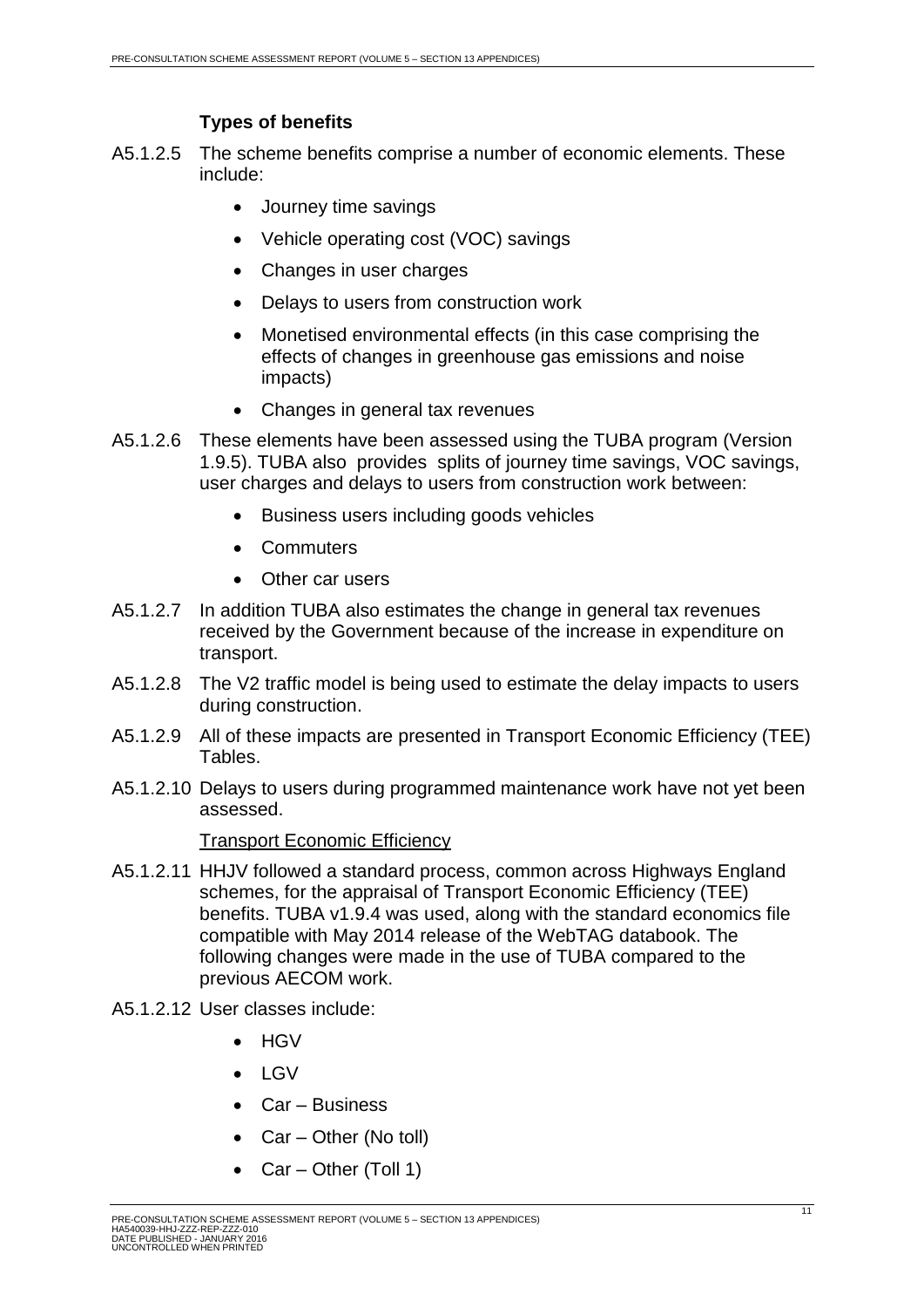### Types of benefits

A5.1.2.5 The scheme benefits comprise a number of economic elements. These include:

- Journey time savings
- Vehicle operating cost (VOC) savings
- Changes in user charges
- Delays to users from construction work
- Monetised environmental effects (in this case comprising the effects of changes in greenhouse gas emissions and noise impacts)
- Changes in general tax revenues

A5.1.2.6 These elements have been assessed using the TUBA program (Version 1.9.5). TUBA also provides splits of journey time savings, VOC savings, user charges and delays to users from construction work between:

- Business users including goods vehicles
- Commuters
- Other car users

A5.1.2.7 In addition TUBA also estimates the change in general tax revenues received by the Government because of the increase in expenditure on transport.

A5.1.2.8 The V2 traffic model is being used to estimate the delay impacts to users during construction.

A5.1.2.9 All of these impacts are presented in Transport Economic Efficiency (TEE) Tables.

A5.1.2.10 Delays to users during programmed maintenance work have not yet been assessed.

Transport Economic Efficiency

A5.1.2.11 HHJV followed a standard process, common across Highways England schemes, for the appraisal of Transport Economic Efficiency (TEE) benefits. TUBA v1.9.4 was used, along with the standard economics file compatible with May 2014 release of the WebTAG databook. The following changes were made in the use of TUBA compared to the previous AECOM work.

A5.1.2.12 User classes include:

- HGV
- LGV
- Car – Business
- Car – Other (No toll)
- Car – Other (Toll 1)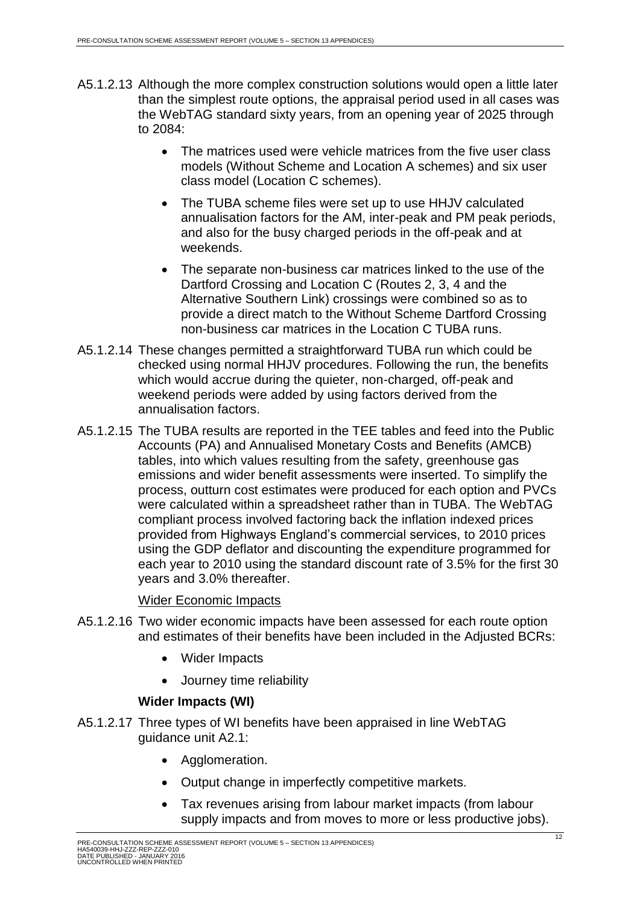A5.1.2.13 Although the more complex construction solutions would open a little later than the simplest route options, the appraisal period used in all cases was the WebTAG standard sixty years, from an opening year of 2025 through to 2084:

- The matrices used were vehicle matrices from the five user class models (Without Scheme and Location A schemes) and six user class model (Location C schemes).
- The TUBA scheme files were set up to use HHJV calculated annualisation factors for the AM, inter-peak and PM peak periods, and also for the busy charged periods in the off-peak and at weekends.
- The separate non-business car matrices linked to the use of the Dartford Crossing and Location C (Routes 2, 3, 4 and the Alternative Southern Link) crossings were combined so as to provide a direct match to the Without Scheme Dartford Crossing non-business car matrices in the Location C TUBA runs.

A5.1.2.14 These changes permitted a straightforward TUBA run which could be checked using normal HHJV procedures. Following the run, the benefits which would accrue during the quieter, non-charged, off-peak and weekend periods were added by using factors derived from the annualisation factors.

A5.1.2.15 The TUBA results are reported in the TEE tables and feed into the Public Accounts (PA) and Annualised Monetary Costs and Benefits (AMCB) tables, into which values resulting from the safety, greenhouse gas emissions and wider benefit assessments were inserted. To simplify the process, outturn cost estimates were produced for each option and PVCs were calculated within a spreadsheet rather than in TUBA. The WebTAG compliant process involved factoring back the inflation indexed prices provided from Highways England's commercial services, to 2010 prices using the GDP deflator and discounting the expenditure programmed for each year to 2010 using the standard discount rate of 3.5% for the first 30 years and 3.0% thereafter.

Wider Economic Impacts

A5.1.2.16 Two wider economic impacts have been assessed for each route option and estimates of their benefits have been included in the Adjusted BCRs:

- Wider Impacts
- Journey time reliability

**Wider Impacts (WI)**

A5.1.2.17 Three types of WI benefits have been appraised in line WebTAG guidance unit A2.1:

- Agglomeration.
- Output change in imperfectly competitive markets.
- Tax revenues arising from labour market impacts (from labour supply impacts and from moves to more or less productive jobs).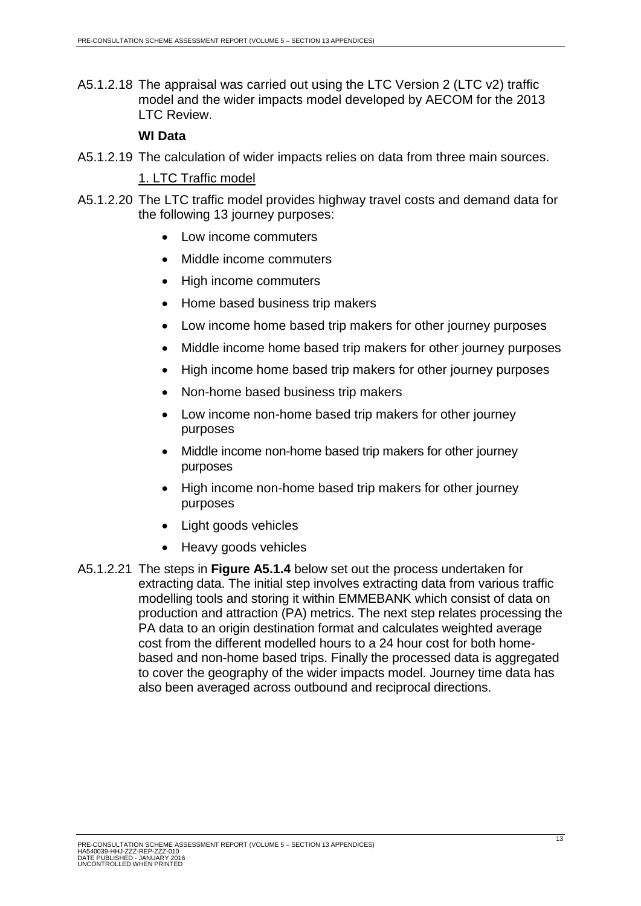A5.1.2.18 The appraisal was carried out using the LTC Version 2 (LTC v2) traffic model and the wider impacts model developed by AECOM for the 2013 LTC Review.

**WI Data**

A5.1.2.19 The calculation of wider impacts relies on data from three main sources.

1. LTC Traffic model

A5.1.2.20 The LTC traffic model provides highway travel costs and demand data for the following 13 journey purposes:

- Low income commuters
- Middle income commuters
- High income commuters
- Home based business trip makers
- Low income home based trip makers for other journey purposes
- Middle income home based trip makers for other journey purposes
- High income home based trip makers for other journey purposes
- Non-home based business trip makers
- Low income non-home based trip makers for other journey purposes
- Middle income non-home based trip makers for other journey purposes
- High income non-home based trip makers for other journey purposes
- Light goods vehicles
- Heavy goods vehicles

A5.1.2.21 The steps in **Figure A5.1.4** below set out the process undertaken for extracting data. The initial step involves extracting data from various traffic modelling tools and storing it within EMMEBANK which consist of data on production and attraction (PA) metrics. The next step relates processing the PA data to an origin destination format and calculates weighted average cost from the different modelled hours to a 24 hour cost for both home-based and non-home based trips. Finally the processed data is aggregated to cover the geography of the wider impacts model. Journey time data has also been averaged across outbound and reciprocal directions.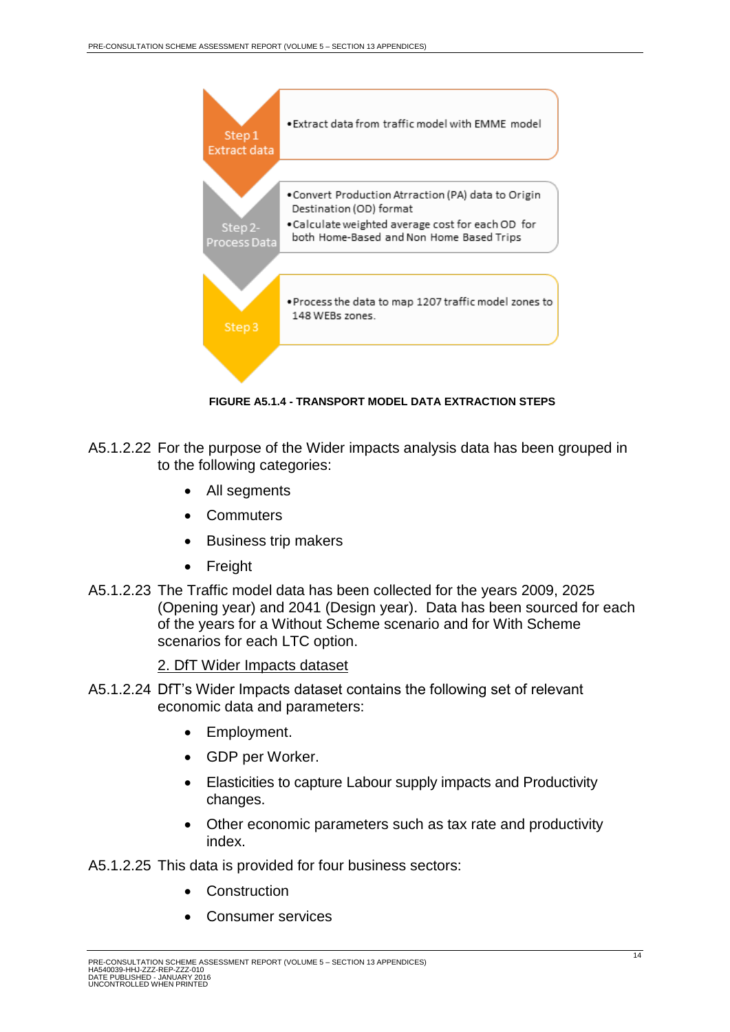| Step | Description |
| --- | --- |
| Step 1 Extract data | •Extract data from traffic model with EMME model |
| Step 2- Process Data | •Convert Production Atrraction (PA) data to Origin Destination (OD) format<br>•Calculate weighted average cost for each OD for both Home-Based and Non Home Based Trips |
| Step 3 | •Process the data to map 1207 traffic model zones to 148 WEBs zones. |

**FIGURE A5.1.4 - TRANSPORT MODEL DATA EXTRACTION STEPS**

A5.1.2.22 For the purpose of the Wider impacts analysis data has been grouped in to the following categories:

- All segments
- Commuters
- Business trip makers
- Freight

A5.1.2.23 The Traffic model data has been collected for the years 2009, 2025 (Opening year) and 2041 (Design year). Data has been sourced for each of the years for a Without Scheme scenario and for With Scheme scenarios for each LTC option.

2. DfT Wider Impacts dataset

A5.1.2.24 DfT's Wider Impacts dataset contains the following set of relevant economic data and parameters:

- Employment.
- GDP per Worker.
- Elasticities to capture Labour supply impacts and Productivity changes.
- Other economic parameters such as tax rate and productivity index.

A5.1.2.25 This data is provided for four business sectors:

- Construction
- Consumer services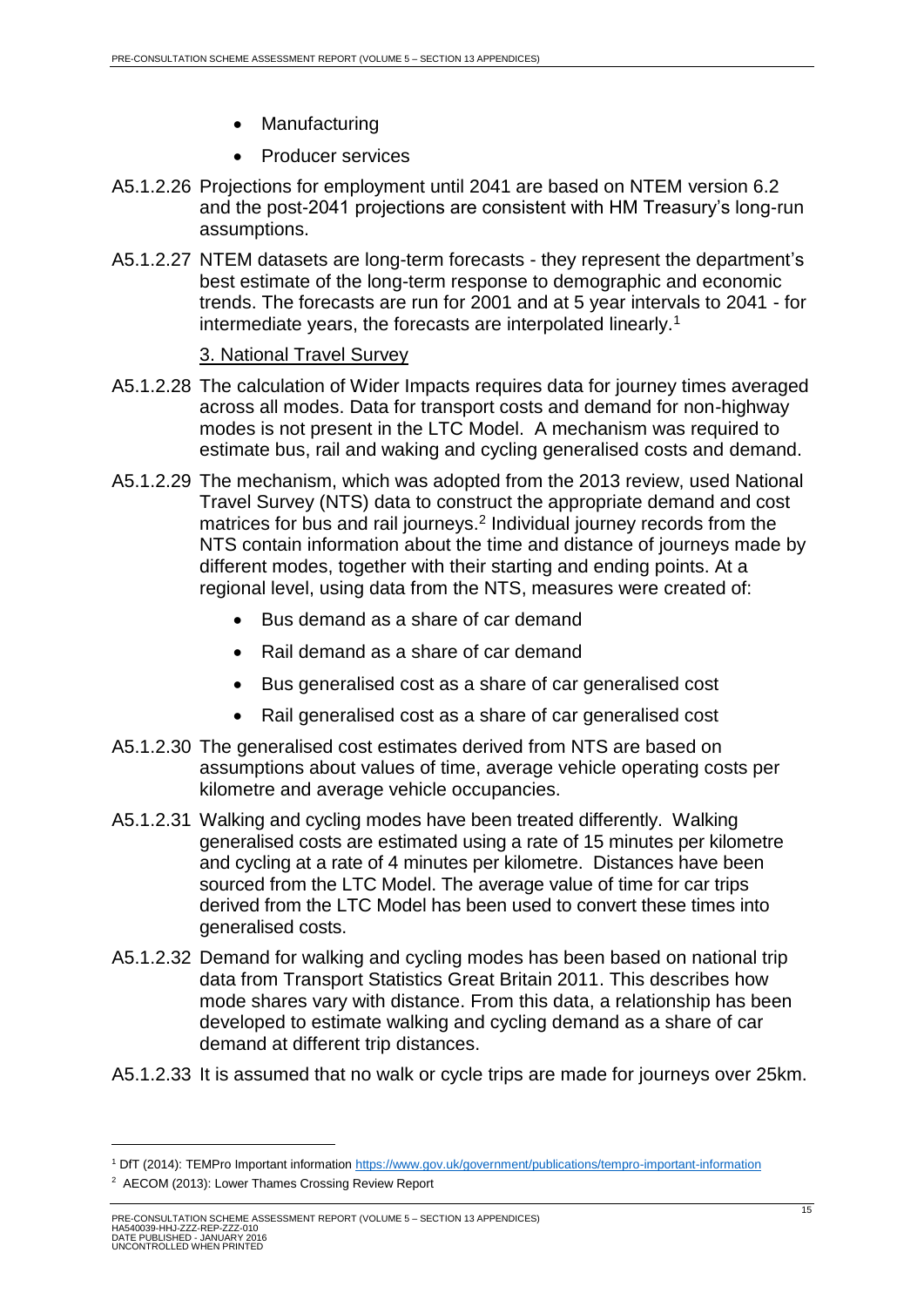- Manufacturing
- Producer services

A5.1.2.26 Projections for employment until 2041 are based on NTEM version 6.2 and the post-2041 projections are consistent with HM Treasury's long-run assumptions.

A5.1.2.27 NTEM datasets are long-term forecasts - they represent the department's best estimate of the long-term response to demographic and economic trends. The forecasts are run for 2001 and at 5 year intervals to 2041 - for intermediate years, the forecasts are interpolated linearly.[1]

3. National Travel Survey

A5.1.2.28 The calculation of Wider Impacts requires data for journey times averaged across all modes. Data for transport costs and demand for non-highway modes is not present in the LTC Model. A mechanism was required to estimate bus, rail and waking and cycling generalised costs and demand.

A5.1.2.29 The mechanism, which was adopted from the 2013 review, used National Travel Survey (NTS) data to construct the appropriate demand and cost matrices for bus and rail journeys.[2] Individual journey records from the NTS contain information about the time and distance of journeys made by different modes, together with their starting and ending points. At a regional level, using data from the NTS, measures were created of:

- Bus demand as a share of car demand
- Rail demand as a share of car demand
- Bus generalised cost as a share of car generalised cost
- Rail generalised cost as a share of car generalised cost

A5.1.2.30 The generalised cost estimates derived from NTS are based on assumptions about values of time, average vehicle operating costs per kilometre and average vehicle occupancies.

A5.1.2.31 Walking and cycling modes have been treated differently. Walking generalised costs are estimated using a rate of 15 minutes per kilometre and cycling at a rate of 4 minutes per kilometre. Distances have been sourced from the LTC Model. The average value of time for car trips derived from the LTC Model has been used to convert these times into generalised costs.

A5.1.2.32 Demand for walking and cycling modes has been based on national trip data from Transport Statistics Great Britain 2011. This describes how mode shares vary with distance. From this data, a relationship has been developed to estimate walking and cycling demand as a share of car demand at different trip distances.

A5.1.2.33 It is assumed that no walk or cycle trips are made for journeys over 25km.

---

[1] DfT (2014): TEMPro Important information https://www.gov.uk/government/publications/tempro-important-information

[2] AECOM (2013): Lower Thames Crossing Review Report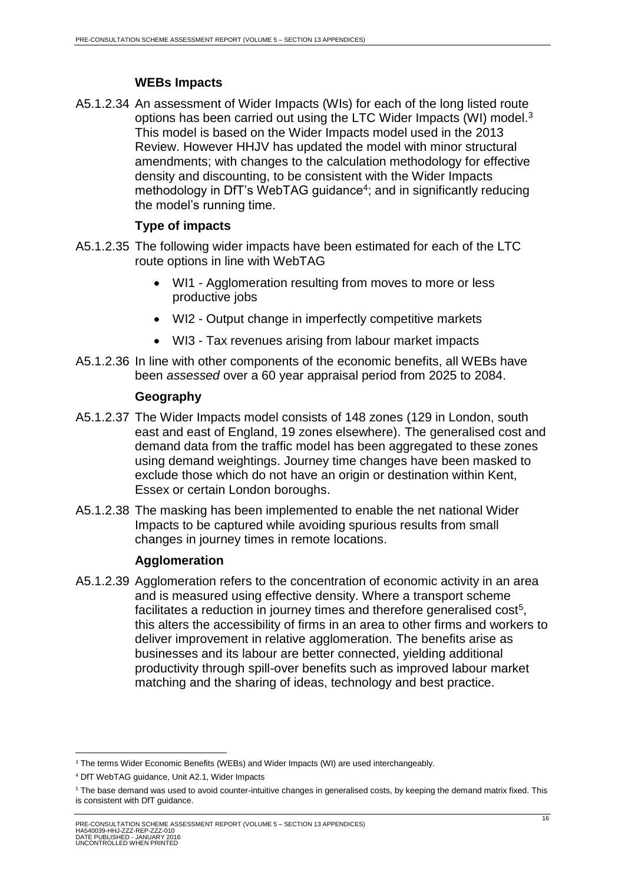### WEBs Impacts

A5.1.2.34 An assessment of Wider Impacts (WIs) for each of the long listed route options has been carried out using the LTC Wider Impacts (WI) model.[3] This model is based on the Wider Impacts model used in the 2013 Review. However HHJV has updated the model with minor structural amendments; with changes to the calculation methodology for effective density and discounting, to be consistent with the Wider Impacts methodology in DfT's WebTAG guidance[4]; and in significantly reducing the model's running time.

### Type of impacts

A5.1.2.35 The following wider impacts have been estimated for each of the LTC route options in line with WebTAG

- WI1 - Agglomeration resulting from moves to more or less productive jobs
- WI2 - Output change in imperfectly competitive markets
- WI3 - Tax revenues arising from labour market impacts

A5.1.2.36 In line with other components of the economic benefits, all WEBs have been *assessed* over a 60 year appraisal period from 2025 to 2084.

### Geography

A5.1.2.37 The Wider Impacts model consists of 148 zones (129 in London, south east and east of England, 19 zones elsewhere). The generalised cost and demand data from the traffic model has been aggregated to these zones using demand weightings. Journey time changes have been masked to exclude those which do not have an origin or destination within Kent, Essex or certain London boroughs.

A5.1.2.38 The masking has been implemented to enable the net national Wider Impacts to be captured while avoiding spurious results from small changes in journey times in remote locations.

### Agglomeration

A5.1.2.39 Agglomeration refers to the concentration of economic activity in an area and is measured using effective density. Where a transport scheme facilitates a reduction in journey times and therefore generalised cost[5], this alters the accessibility of firms in an area to other firms and workers to deliver improvement in relative agglomeration. The benefits arise as businesses and its labour are better connected, yielding additional productivity through spill-over benefits such as improved labour market matching and the sharing of ideas, technology and best practice.

---

[3] The terms Wider Economic Benefits (WEBs) and Wider Impacts (WI) are used interchangeably.

[4] DfT WebTAG guidance, Unit A2.1, Wider Impacts

[5] The base demand was used to avoid counter-intuitive changes in generalised costs, by keeping the demand matrix fixed. This is consistent with DfT guidance.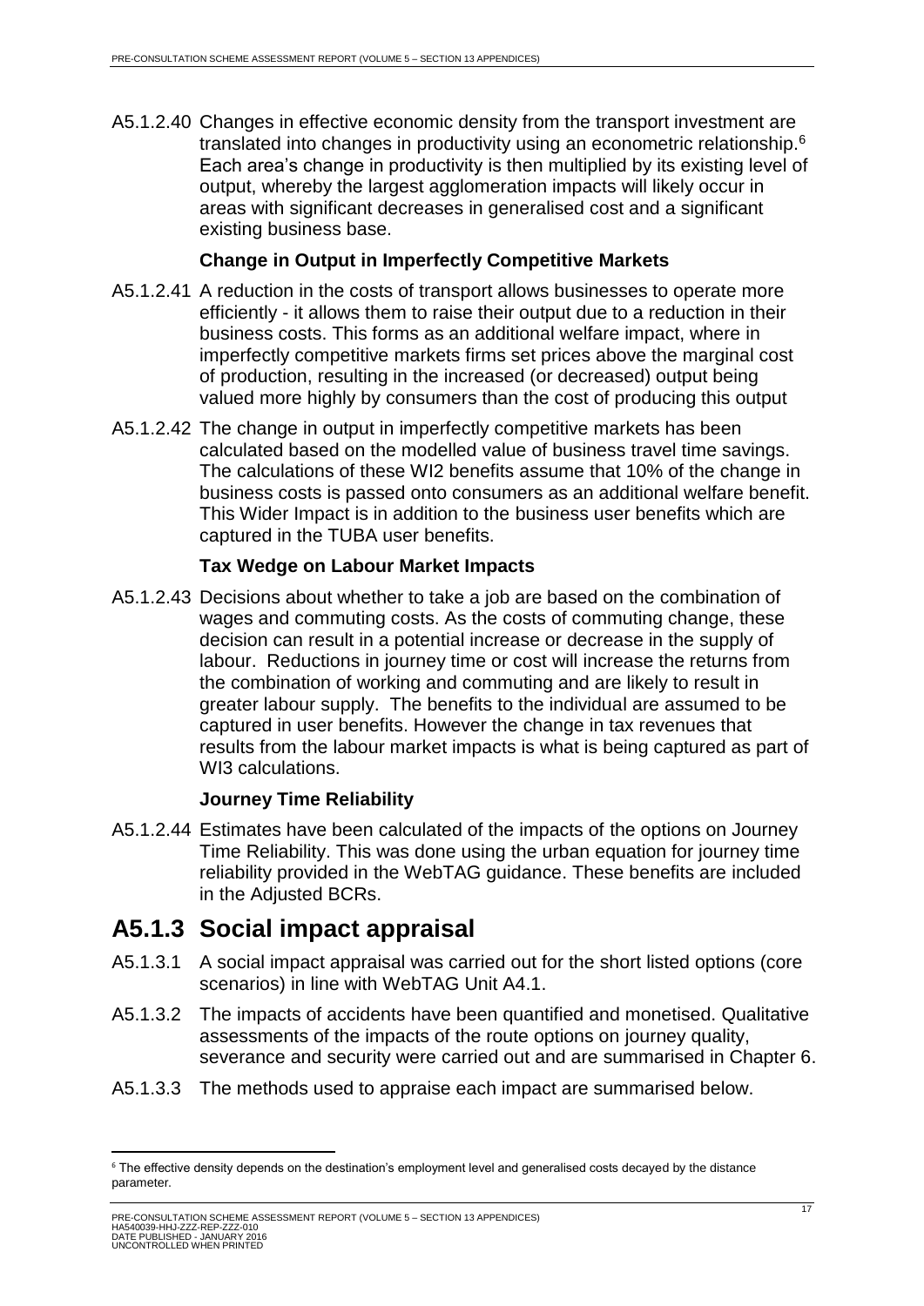A5.1.2.40 Changes in effective economic density from the transport investment are translated into changes in productivity using an econometric relationship.[6] Each area's change in productivity is then multiplied by its existing level of output, whereby the largest agglomeration impacts will likely occur in areas with significant decreases in generalised cost and a significant existing business base.

**Change in Output in Imperfectly Competitive Markets**

A5.1.2.41 A reduction in the costs of transport allows businesses to operate more efficiently - it allows them to raise their output due to a reduction in their business costs. This forms as an additional welfare impact, where in imperfectly competitive markets firms set prices above the marginal cost of production, resulting in the increased (or decreased) output being valued more highly by consumers than the cost of producing this output

A5.1.2.42 The change in output in imperfectly competitive markets has been calculated based on the modelled value of business travel time savings. The calculations of these WI2 benefits assume that 10% of the change in business costs is passed onto consumers as an additional welfare benefit. This Wider Impact is in addition to the business user benefits which are captured in the TUBA user benefits.

**Tax Wedge on Labour Market Impacts**

A5.1.2.43 Decisions about whether to take a job are based on the combination of wages and commuting costs. As the costs of commuting change, these decision can result in a potential increase or decrease in the supply of labour. Reductions in journey time or cost will increase the returns from the combination of working and commuting and are likely to result in greater labour supply. The benefits to the individual are assumed to be captured in user benefits. However the change in tax revenues that results from the labour market impacts is what is being captured as part of WI3 calculations.

**Journey Time Reliability**

A5.1.2.44 Estimates have been calculated of the impacts of the options on Journey Time Reliability. This was done using the urban equation for journey time reliability provided in the WebTAG guidance. These benefits are included in the Adjusted BCRs.

## A5.1.3 Social impact appraisal

A5.1.3.1 A social impact appraisal was carried out for the short listed options (core scenarios) in line with WebTAG Unit A4.1.

A5.1.3.2 The impacts of accidents have been quantified and monetised. Qualitative assessments of the impacts of the route options on journey quality, severance and security were carried out and are summarised in Chapter 6.

A5.1.3.3 The methods used to appraise each impact are summarised below.

[6] The effective density depends on the destination's employment level and generalised costs decayed by the distance parameter.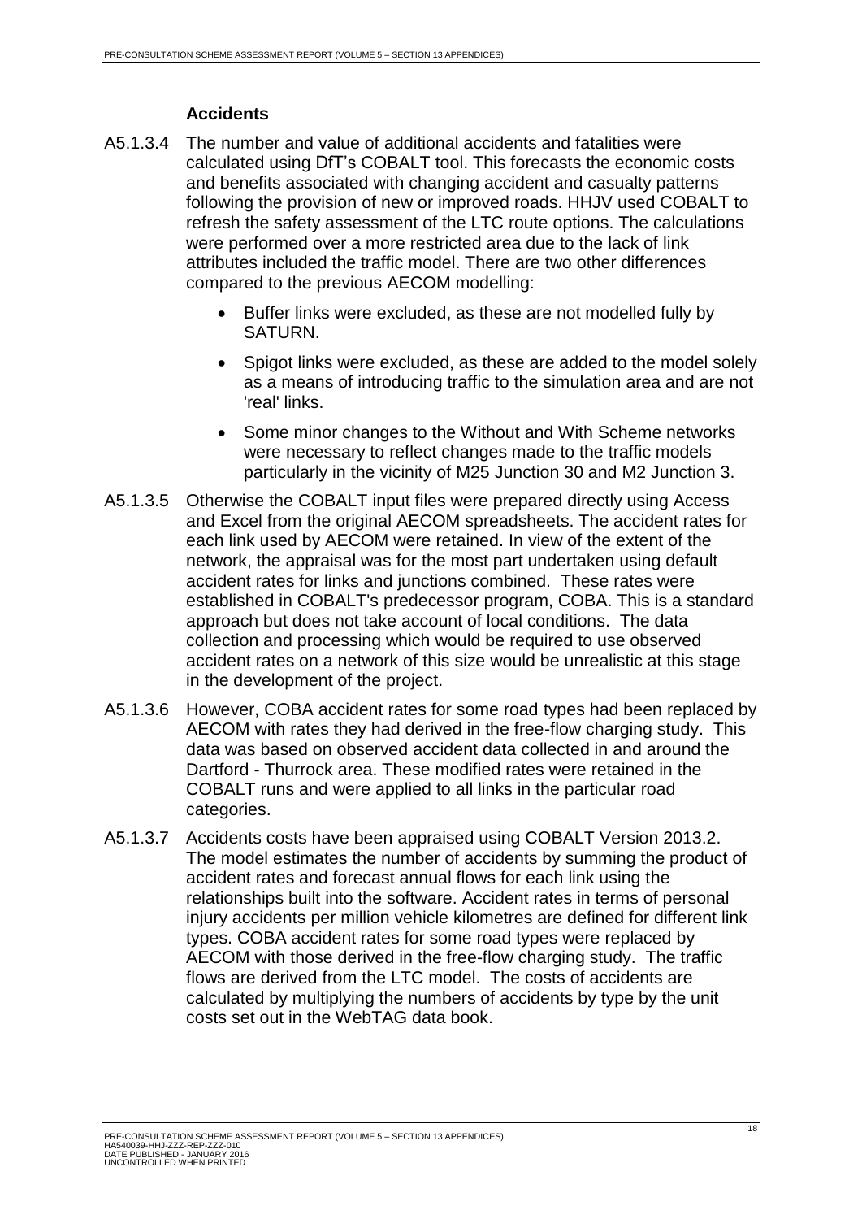### Accidents

A5.1.3.4 The number and value of additional accidents and fatalities were calculated using DfT's COBALT tool. This forecasts the economic costs and benefits associated with changing accident and casualty patterns following the provision of new or improved roads. HHJV used COBALT to refresh the safety assessment of the LTC route options. The calculations were performed over a more restricted area due to the lack of link attributes included the traffic model. There are two other differences compared to the previous AECOM modelling:

- Buffer links were excluded, as these are not modelled fully by SATURN.
- Spigot links were excluded, as these are added to the model solely as a means of introducing traffic to the simulation area and are not 'real' links.
- Some minor changes to the Without and With Scheme networks were necessary to reflect changes made to the traffic models particularly in the vicinity of M25 Junction 30 and M2 Junction 3.

A5.1.3.5 Otherwise the COBALT input files were prepared directly using Access and Excel from the original AECOM spreadsheets. The accident rates for each link used by AECOM were retained. In view of the extent of the network, the appraisal was for the most part undertaken using default accident rates for links and junctions combined. These rates were established in COBALT's predecessor program, COBA. This is a standard approach but does not take account of local conditions. The data collection and processing which would be required to use observed accident rates on a network of this size would be unrealistic at this stage in the development of the project.

A5.1.3.6 However, COBA accident rates for some road types had been replaced by AECOM with rates they had derived in the free-flow charging study. This data was based on observed accident data collected in and around the Dartford - Thurrock area. These modified rates were retained in the COBALT runs and were applied to all links in the particular road categories.

A5.1.3.7 Accidents costs have been appraised using COBALT Version 2013.2. The model estimates the number of accidents by summing the product of accident rates and forecast annual flows for each link using the relationships built into the software. Accident rates in terms of personal injury accidents per million vehicle kilometres are defined for different link types. COBA accident rates for some road types were replaced by AECOM with those derived in the free-flow charging study. The traffic flows are derived from the LTC model. The costs of accidents are calculated by multiplying the numbers of accidents by type by the unit costs set out in the WebTAG data book.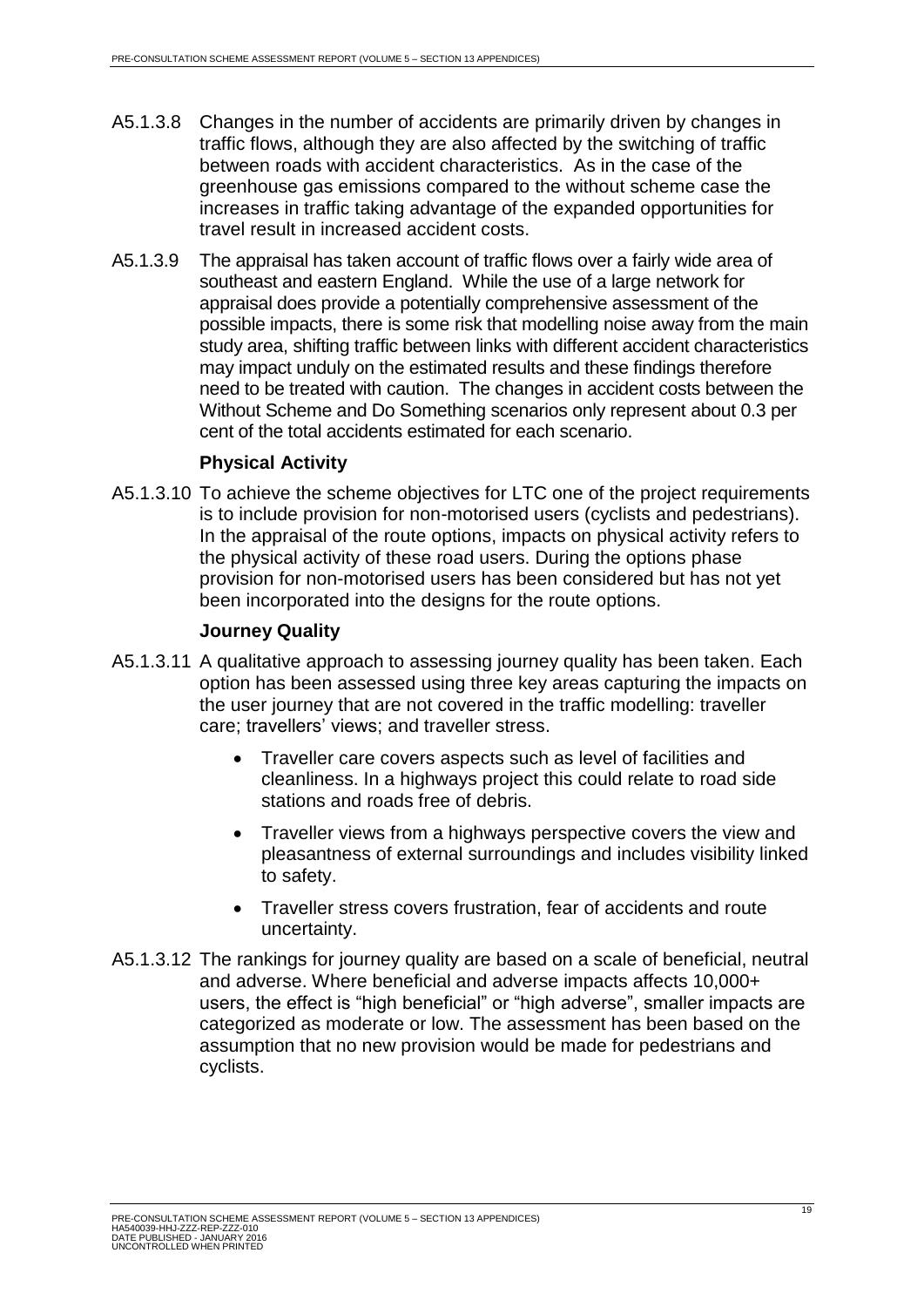A5.1.3.8 Changes in the number of accidents are primarily driven by changes in traffic flows, although they are also affected by the switching of traffic between roads with accident characteristics. As in the case of the greenhouse gas emissions compared to the without scheme case the increases in traffic taking advantage of the expanded opportunities for travel result in increased accident costs.

A5.1.3.9 The appraisal has taken account of traffic flows over a fairly wide area of southeast and eastern England. While the use of a large network for appraisal does provide a potentially comprehensive assessment of the possible impacts, there is some risk that modelling noise away from the main study area, shifting traffic between links with different accident characteristics may impact unduly on the estimated results and these findings therefore need to be treated with caution. The changes in accident costs between the Without Scheme and Do Something scenarios only represent about 0.3 per cent of the total accidents estimated for each scenario.

**Physical Activity**

A5.1.3.10 To achieve the scheme objectives for LTC one of the project requirements is to include provision for non-motorised users (cyclists and pedestrians). In the appraisal of the route options, impacts on physical activity refers to the physical activity of these road users. During the options phase provision for non-motorised users has been considered but has not yet been incorporated into the designs for the route options.

**Journey Quality**

A5.1.3.11 A qualitative approach to assessing journey quality has been taken. Each option has been assessed using three key areas capturing the impacts on the user journey that are not covered in the traffic modelling: traveller care; travellers' views; and traveller stress.

- Traveller care covers aspects such as level of facilities and cleanliness. In a highways project this could relate to road side stations and roads free of debris.
- Traveller views from a highways perspective covers the view and pleasantness of external surroundings and includes visibility linked to safety.
- Traveller stress covers frustration, fear of accidents and route uncertainty.

A5.1.3.12 The rankings for journey quality are based on a scale of beneficial, neutral and adverse. Where beneficial and adverse impacts affects 10,000+ users, the effect is "high beneficial" or "high adverse", smaller impacts are categorized as moderate or low. The assessment has been based on the assumption that no new provision would be made for pedestrians and cyclists.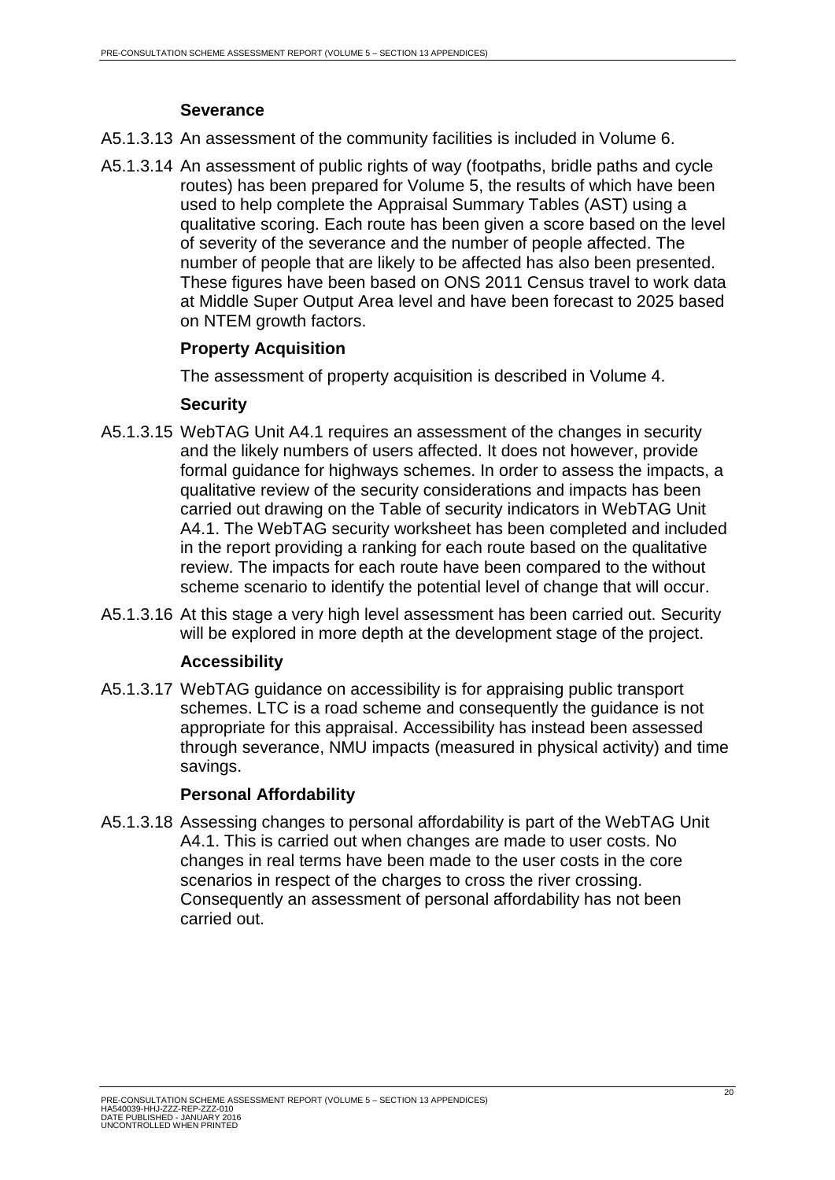### Severance

A5.1.3.13 An assessment of the community facilities is included in Volume 6.

A5.1.3.14 An assessment of public rights of way (footpaths, bridle paths and cycle routes) has been prepared for Volume 5, the results of which have been used to help complete the Appraisal Summary Tables (AST) using a qualitative scoring. Each route has been given a score based on the level of severity of the severance and the number of people affected. The number of people that are likely to be affected has also been presented. These figures have been based on ONS 2011 Census travel to work data at Middle Super Output Area level and have been forecast to 2025 based on NTEM growth factors.

### Property Acquisition

The assessment of property acquisition is described in Volume 4.

### Security

A5.1.3.15 WebTAG Unit A4.1 requires an assessment of the changes in security and the likely numbers of users affected. It does not however, provide formal guidance for highways schemes. In order to assess the impacts, a qualitative review of the security considerations and impacts has been carried out drawing on the Table of security indicators in WebTAG Unit A4.1. The WebTAG security worksheet has been completed and included in the report providing a ranking for each route based on the qualitative review. The impacts for each route have been compared to the without scheme scenario to identify the potential level of change that will occur.

A5.1.3.16 At this stage a very high level assessment has been carried out. Security will be explored in more depth at the development stage of the project.

### Accessibility

A5.1.3.17 WebTAG guidance on accessibility is for appraising public transport schemes. LTC is a road scheme and consequently the guidance is not appropriate for this appraisal. Accessibility has instead been assessed through severance, NMU impacts (measured in physical activity) and time savings.

### Personal Affordability

A5.1.3.18 Assessing changes to personal affordability is part of the WebTAG Unit A4.1. This is carried out when changes are made to user costs. No changes in real terms have been made to the user costs in the core scenarios in respect of the charges to cross the river crossing. Consequently an assessment of personal affordability has not been carried out.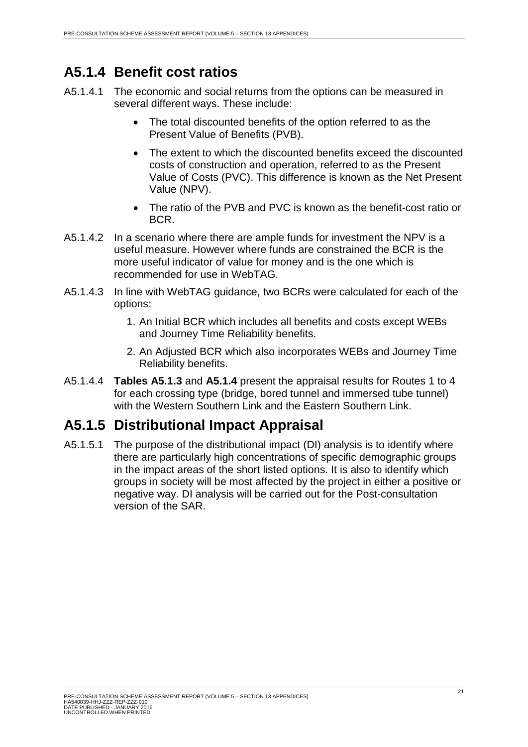## A5.1.4 Benefit cost ratios

A5.1.4.1 The economic and social returns from the options can be measured in several different ways. These include:

- The total discounted benefits of the option referred to as the Present Value of Benefits (PVB).
- The extent to which the discounted benefits exceed the discounted costs of construction and operation, referred to as the Present Value of Costs (PVC). This difference is known as the Net Present Value (NPV).
- The ratio of the PVB and PVC is known as the benefit-cost ratio or BCR.

A5.1.4.2 In a scenario where there are ample funds for investment the NPV is a useful measure. However where funds are constrained the BCR is the more useful indicator of value for money and is the one which is recommended for use in WebTAG.

A5.1.4.3 In line with WebTAG guidance, two BCRs were calculated for each of the options:

1. An Initial BCR which includes all benefits and costs except WEBs and Journey Time Reliability benefits.
2. An Adjusted BCR which also incorporates WEBs and Journey Time Reliability benefits.

A5.1.4.4 **Tables A5.1.3** and **A5.1.4** present the appraisal results for Routes 1 to 4 for each crossing type (bridge, bored tunnel and immersed tube tunnel) with the Western Southern Link and the Eastern Southern Link.

## A5.1.5 Distributional Impact Appraisal

A5.1.5.1 The purpose of the distributional impact (DI) analysis is to identify where there are particularly high concentrations of specific demographic groups in the impact areas of the short listed options. It is also to identify which groups in society will be most affected by the project in either a positive or negative way. DI analysis will be carried out for the Post-consultation version of the SAR.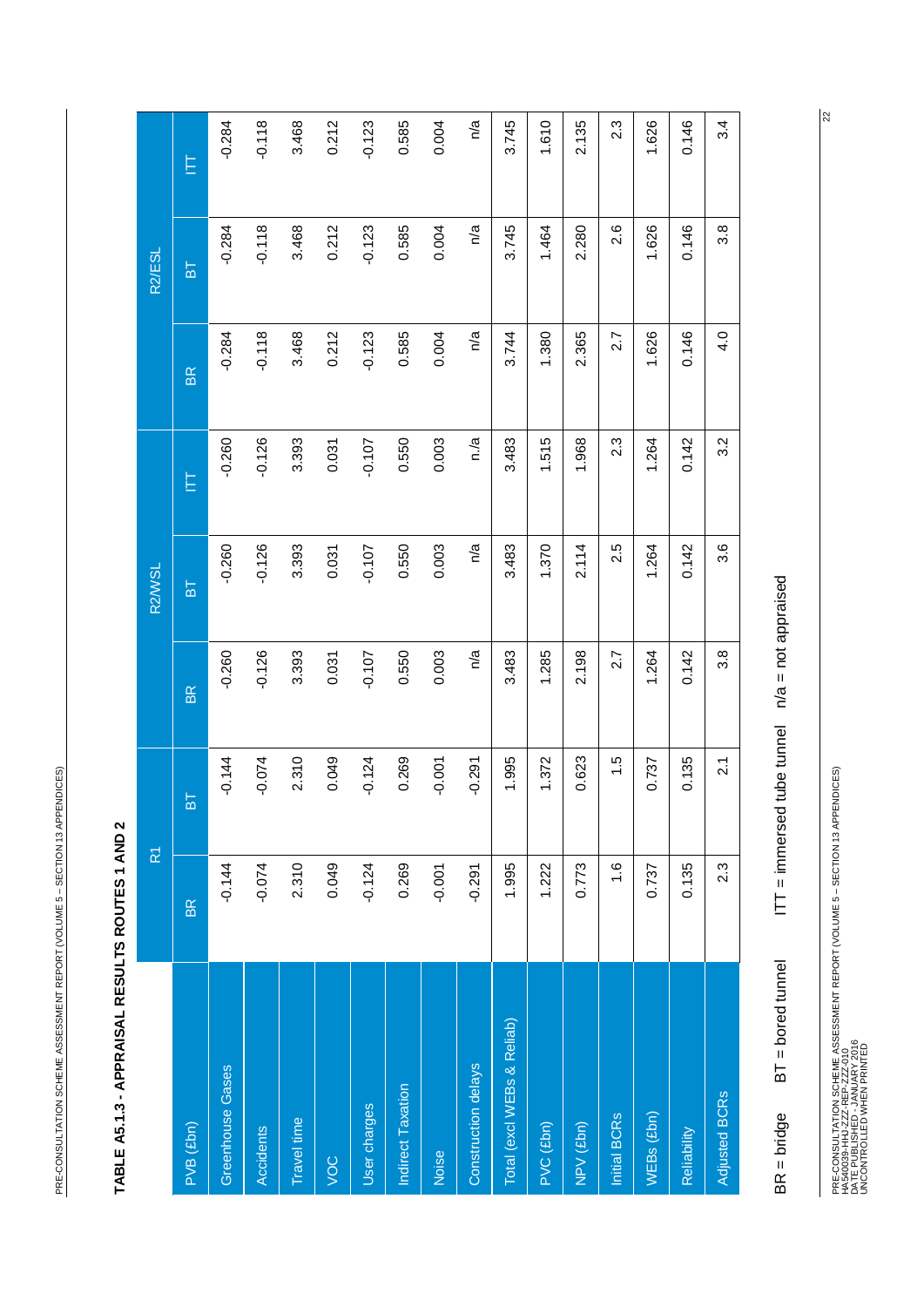## TABLE A5.1.3 - APPRAISAL RESULTS ROUTES 1 AND 2

| | R1 | | R2/WSL | | | R2/ESL | | |
|---|---|---|---|---|---|---|---|---|
| PVB (£bn) | BR | BT | BR | BT | ITT | BR | BT | ITT |
| Greenhouse Gases | -0.144 | -0.144 | -0.260 | -0.260 | -0.260 | -0.284 | -0.284 | -0.284 |
| Accidents | -0.074 | -0.074 | -0.126 | -0.126 | -0.126 | -0.118 | -0.118 | -0.118 |
| Travel time | 2.310 | 2.310 | 3.393 | 3.393 | 3.393 | 3.468 | 3.468 | 3.468 |
| VOC | 0.049 | 0.049 | 0.031 | 0.031 | 0.031 | 0.212 | 0.212 | 0.212 |
| User charges | -0.124 | -0.124 | -0.107 | -0.107 | -0.107 | -0.123 | -0.123 | -0.123 |
| Indirect Taxation | 0.269 | 0.269 | 0.550 | 0.550 | 0.550 | 0.585 | 0.585 | 0.585 |
| Noise | -0.001 | -0.001 | 0.003 | 0.003 | 0.003 | 0.004 | 0.004 | 0.004 |
| Construction delays | -0.291 | -0.291 | n/a | n/a | n./a | n/a | n/a | n/a |
| Total (excl WEBs & Reliab) | 1.995 | 1.995 | 3.483 | 3.483 | 3.483 | 3.744 | 3.745 | 3.745 |
| PVC (£bn) | 1.222 | 1.372 | 1.285 | 1.370 | 1.515 | 1.380 | 1.464 | 1.610 |
| NPV (£bn) | 0.773 | 0.623 | 2.198 | 2.114 | 1.968 | 2.365 | 2.280 | 2.135 |
| Initial BCRs | 1.6 | 1.5 | 2.7 | 2.5 | 2.3 | 2.7 | 2.6 | 2.3 |
| WEBs (£bn) | 0.737 | 0.737 | 1.264 | 1.264 | 1.264 | 1.626 | 1.626 | 1.626 |
| Reliability | 0.135 | 0.135 | 0.142 | 0.142 | 0.142 | 0.146 | 0.146 | 0.146 |
| Adjusted BCRs | 2.3 | 2.1 | 3.8 | 3.6 | 3.2 | 4.0 | 3.8 | 3.4 |

BR = bridge BT = bored tunnel ITT = immersed tube tunnel n/a = not appraised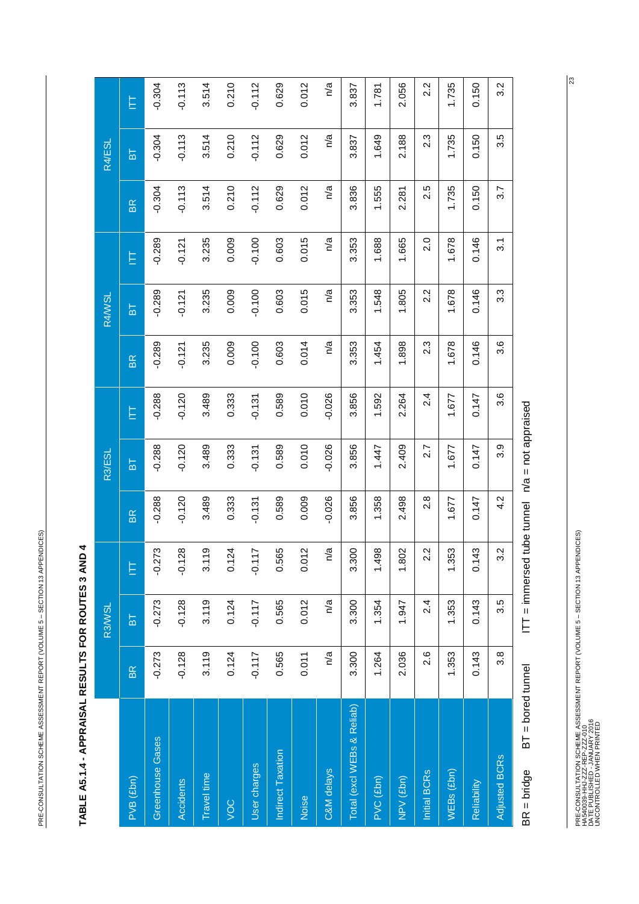## TABLE A5.1.4 - APPRAISAL RESULTS FOR ROUTES 3 AND 4

| PVB (£bn) | R3/WSL | | | R3/ESL | | | R4/WSL | | | R4/ESL | | |
|---|---|---|---|---|---|---|---|---|---|---|---|---|
| | BR | BT | ITT | BR | BT | ITT | BR | BT | ITT | BR | BT | ITT |
| Greenhouse Gases | -0.273 | -0.273 | -0.273 | -0.288 | -0.288 | -0.288 | -0.289 | -0.289 | -0.289 | -0.304 | -0.304 | -0.304 |
| Accidents | -0.128 | -0.128 | -0.128 | -0.120 | -0.120 | -0.120 | -0.121 | -0.121 | -0.121 | -0.113 | -0.113 | -0.113 |
| Travel time | 3.119 | 3.119 | 3.119 | 3.489 | 3.489 | 3.489 | 3.235 | 3.235 | 3.235 | 3.514 | 3.514 | 3.514 |
| VOC | 0.124 | 0.124 | 0.124 | 0.333 | 0.333 | 0.333 | 0.009 | 0.009 | 0.009 | 0.210 | 0.210 | 0.210 |
| User charges | -0.117 | -0.117 | -0.117 | -0.131 | -0.131 | -0.131 | -0.100 | -0.100 | -0.100 | -0.112 | -0.112 | -0.112 |
| Indirect Taxation | 0.565 | 0.565 | 0.565 | 0.589 | 0.589 | 0.589 | 0.603 | 0.603 | 0.603 | 0.629 | 0.629 | 0.629 |
| Noise | 0.011 | 0.012 | 0.012 | 0.009 | 0.010 | 0.010 | 0.014 | 0.015 | 0.015 | 0.012 | 0.012 | 0.012 |
| C&M delays | n/a | n/a | n/a | -0.026 | -0.026 | -0.026 | n/a | n/a | n/a | n/a | n/a | n/a |
| Total (excl WEBs & Reliab) | 3.300 | 3.300 | 3.300 | 3.856 | 3.856 | 3.856 | 3.353 | 3.353 | 3.353 | 3.836 | 3.837 | 3.837 |
| PVC (£bn) | 1.264 | 1.354 | 1.498 | 1.358 | 1.447 | 1.592 | 1.454 | 1.548 | 1.688 | 1.555 | 1.649 | 1.781 |
| NPV (£bn) | 2.036 | 1.947 | 1.802 | 2.498 | 2.409 | 2.264 | 1.898 | 1.805 | 1.665 | 2.281 | 2.188 | 2.056 |
| Initial BCRs | 2.6 | 2.4 | 2.2 | 2.8 | 2.7 | 2.4 | 2.3 | 2.2 | 2.0 | 2.5 | 2.3 | 2.2 |
| WEBs (£bn) | 1.353 | 1.353 | 1.353 | 1.677 | 1.677 | 1.677 | 1.678 | 1.678 | 1.678 | 1.735 | 1.735 | 1.735 |
| Reliability | 0.143 | 0.143 | 0.143 | 0.147 | 0.147 | 0.147 | 0.146 | 0.146 | 0.146 | 0.150 | 0.150 | 0.150 |
| Adjusted BCRs | 3.8 | 3.5 | 3.2 | 4.2 | 3.9 | 3.6 | 3.6 | 3.3 | 3.1 | 3.7 | 3.5 | 3.2 |

BR = bridge BT = bored tunnel ITT = immersed tube tunnel n/a = not appraised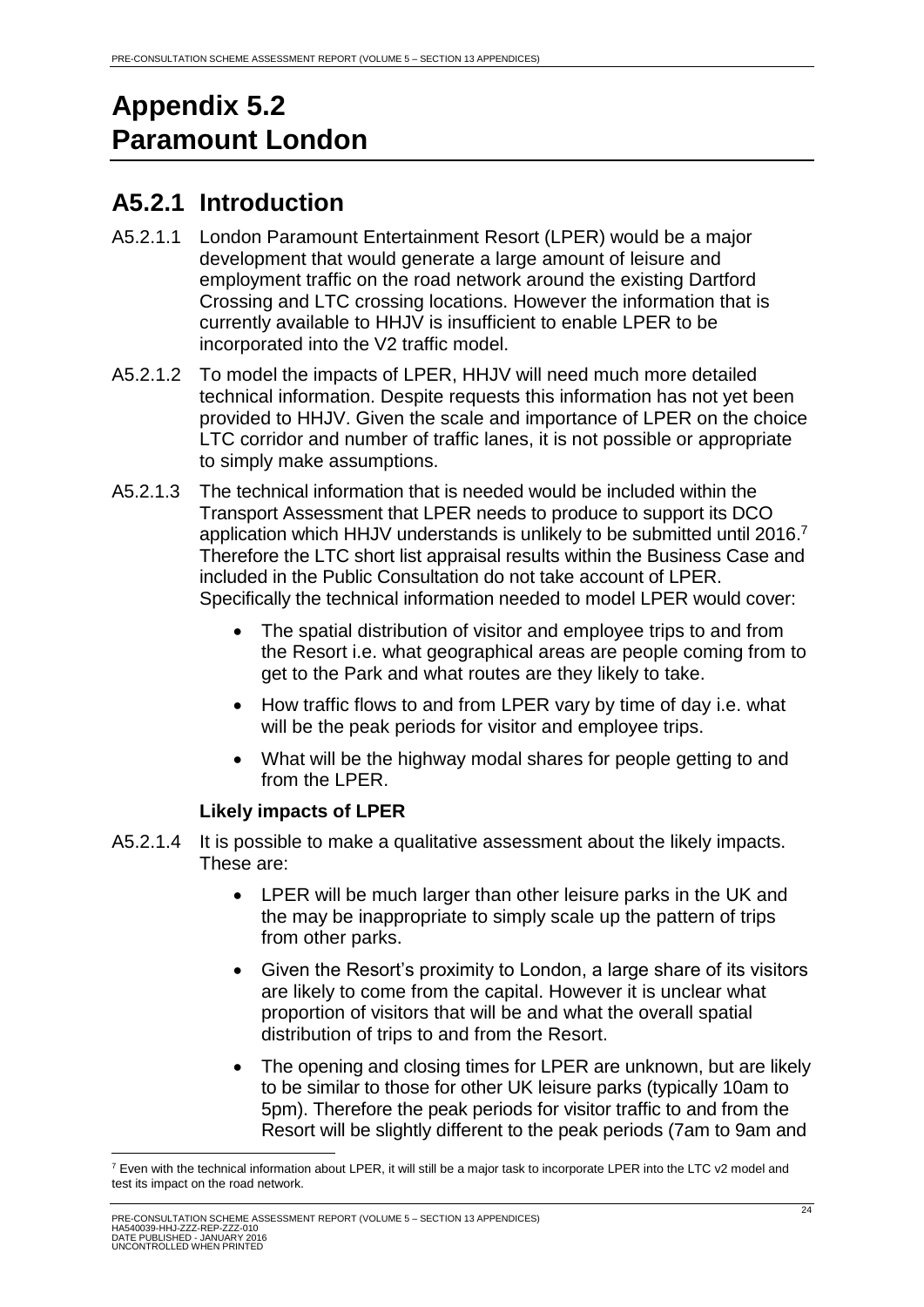# Appendix 5.2
# Paramount London

## A5.2.1 Introduction

A5.2.1.1 London Paramount Entertainment Resort (LPER) would be a major development that would generate a large amount of leisure and employment traffic on the road network around the existing Dartford Crossing and LTC crossing locations. However the information that is currently available to HHJV is insufficient to enable LPER to be incorporated into the V2 traffic model.

A5.2.1.2 To model the impacts of LPER, HHJV will need much more detailed technical information. Despite requests this information has not yet been provided to HHJV. Given the scale and importance of LPER on the choice LTC corridor and number of traffic lanes, it is not possible or appropriate to simply make assumptions.

A5.2.1.3 The technical information that is needed would be included within the Transport Assessment that LPER needs to produce to support its DCO application which HHJV understands is unlikely to be submitted until 2016.[7] Therefore the LTC short list appraisal results within the Business Case and included in the Public Consultation do not take account of LPER. Specifically the technical information needed to model LPER would cover:

- The spatial distribution of visitor and employee trips to and from the Resort i.e. what geographical areas are people coming from to get to the Park and what routes are they likely to take.
- How traffic flows to and from LPER vary by time of day i.e. what will be the peak periods for visitor and employee trips.
- What will be the highway modal shares for people getting to and from the LPER.

**Likely impacts of LPER**

A5.2.1.4 It is possible to make a qualitative assessment about the likely impacts. These are:

- LPER will be much larger than other leisure parks in the UK and the may be inappropriate to simply scale up the pattern of trips from other parks.
- Given the Resort's proximity to London, a large share of its visitors are likely to come from the capital. However it is unclear what proportion of visitors that will be and what the overall spatial distribution of trips to and from the Resort.
- The opening and closing times for LPER are unknown, but are likely to be similar to those for other UK leisure parks (typically 10am to 5pm). Therefore the peak periods for visitor traffic to and from the Resort will be slightly different to the peak periods (7am to 9am and

[7] Even with the technical information about LPER, it will still be a major task to incorporate LPER into the LTC v2 model and test its impact on the road network.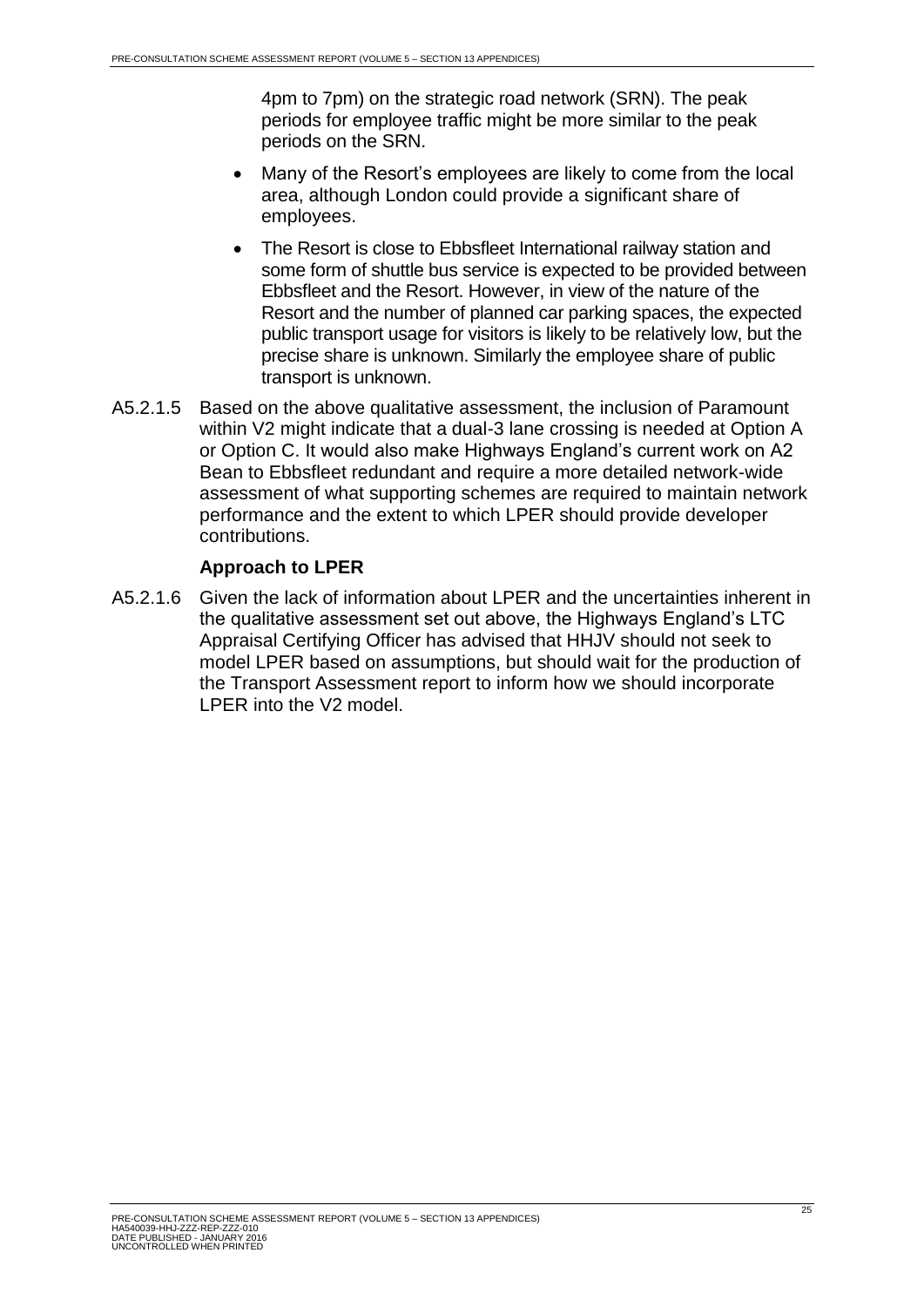4pm to 7pm) on the strategic road network (SRN). The peak periods for employee traffic might be more similar to the peak periods on the SRN.

- Many of the Resort's employees are likely to come from the local area, although London could provide a significant share of employees.
- The Resort is close to Ebbsfleet International railway station and some form of shuttle bus service is expected to be provided between Ebbsfleet and the Resort. However, in view of the nature of the Resort and the number of planned car parking spaces, the expected public transport usage for visitors is likely to be relatively low, but the precise share is unknown. Similarly the employee share of public transport is unknown.

A5.2.1.5 Based on the above qualitative assessment, the inclusion of Paramount within V2 might indicate that a dual-3 lane crossing is needed at Option A or Option C. It would also make Highways England's current work on A2 Bean to Ebbsfleet redundant and require a more detailed network-wide assessment of what supporting schemes are required to maintain network performance and the extent to which LPER should provide developer contributions.

**Approach to LPER**

A5.2.1.6 Given the lack of information about LPER and the uncertainties inherent in the qualitative assessment set out above, the Highways England's LTC Appraisal Certifying Officer has advised that HHJV should not seek to model LPER based on assumptions, but should wait for the production of the Transport Assessment report to inform how we should incorporate LPER into the V2 model.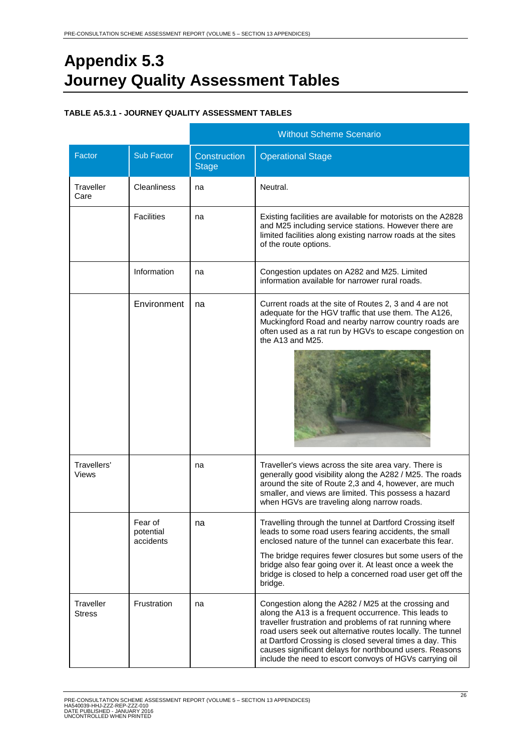# Appendix 5.3
# Journey Quality Assessment Tables

**TABLE A5.3.1 - JOURNEY QUALITY ASSESSMENT TABLES**

| | | Without Scheme Scenario | |
|---|---|---|---|
| Factor | Sub Factor | Construction Stage | Operational Stage |
| Traveller Care | Cleanliness | na | Neutral. |
| | Facilities | na | Existing facilities are available for motorists on the A2828 and M25 including service stations. However there are limited facilities along existing narrow roads at the sites of the route options. |
| | Information | na | Congestion updates on A282 and M25. Limited information available for narrower rural roads. |
| | Environment | na | Current roads at the site of Routes 2, 3 and 4 are not adequate for the HGV traffic that use them. The A126, Muckingford Road and nearby narrow country roads are often used as a rat run by HGVs to escape congestion on the A13 and M25. |
| Travellers' Views | | na | Traveller's views across the site area vary. There is generally good visibility along the A282 / M25. The roads around the site of Route 2,3 and 4, however, are much smaller, and views are limited. This possess a hazard when HGVs are traveling along narrow roads. |
| | Fear of potential accidents | na | Travelling through the tunnel at Dartford Crossing itself leads to some road users fearing accidents, the small enclosed nature of the tunnel can exacerbate this fear.<br><br>The bridge requires fewer closures but some users of the bridge also fear going over it. At least once a week the bridge is closed to help a concerned road user get off the bridge. |
| Traveller Stress | Frustration | na | Congestion along the A282 / M25 at the crossing and along the A13 is a frequent occurrence. This leads to traveller frustration and problems of rat running where road users seek out alternative routes locally. The tunnel at Dartford Crossing is closed several times a day. This causes significant delays for northbound users. Reasons include the need to escort convoys of HGVs carrying oil |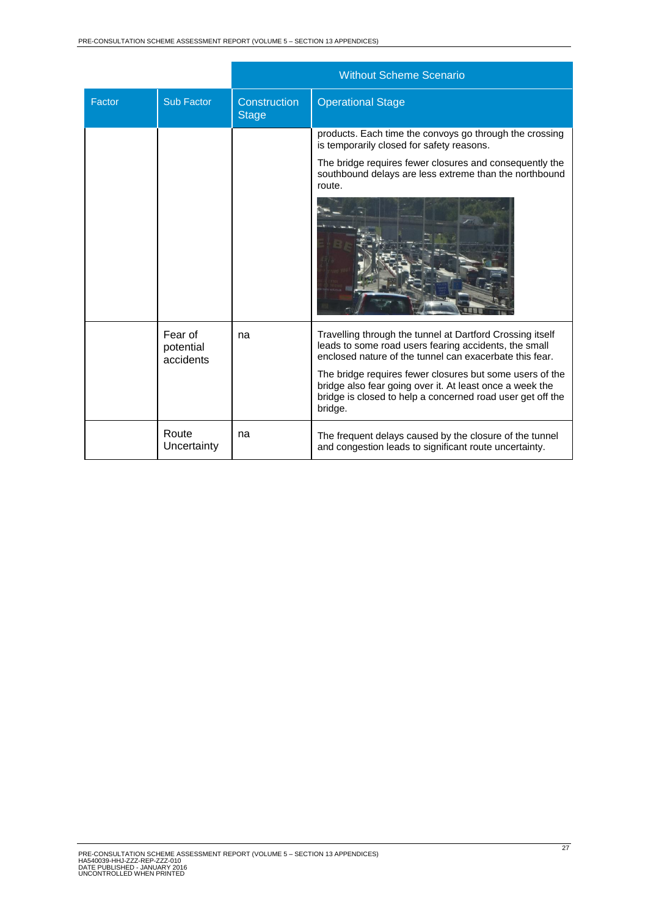| | | Without Scheme Scenario | |
|---|---|---|---|
| Factor | Sub Factor | Construction Stage | Operational Stage |
| | | | products. Each time the convoys go through the crossing is temporarily closed for safety reasons.<br><br>The bridge requires fewer closures and consequently the southbound delays are less extreme than the northbound route. |
| | Fear of potential accidents | na | Travelling through the tunnel at Dartford Crossing itself leads to some road users fearing accidents, the small enclosed nature of the tunnel can exacerbate this fear.<br><br>The bridge requires fewer closures but some users of the bridge also fear going over it. At least once a week the bridge is closed to help a concerned road user get off the bridge. |
| | Route Uncertainty | na | The frequent delays caused by the closure of the tunnel and congestion leads to significant route uncertainty. |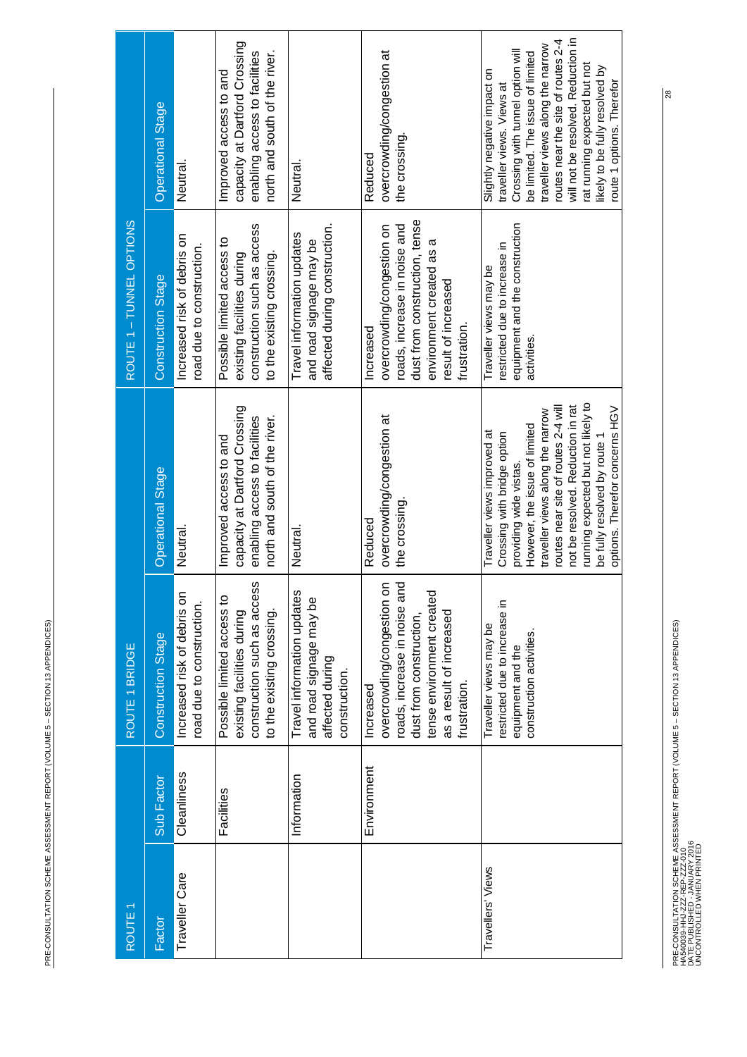| ROUTE 1 | | ROUTE 1 BRIDGE | | ROUTE 1 – TUNNEL OPTIONS | |
|---|---|---|---|---|---|
| Factor | Sub Factor | Construction Stage | Operational Stage | Construction Stage | Operational Stage |
| Traveller Care | Cleanliness | Increased risk of debris on road due to construction. | Neutral. | Increased risk of debris on road due to construction. | Neutral. |
| | Facilities | Possible limited access to existing facilities during construction such as access to the existing crossing. | Improved access to and capacity at Dartford Crossing enabling access to facilities north and south of the river. | Possible limited access to existing facilities during construction such as access to the existing crossing. | Improved access to and capacity at Dartford Crossing enabling access to facilities north and south of the river. |
| | Information | Travel information updates and road signage may be affected during construction. | Neutral. | Travel information updates and road signage may be affected during construction. | Neutral. |
| | Environment | Increased overcrowding/congestion on roads, increase in noise and dust from construction, tense environment created as a result of increased frustration. | Reduced overcrowding/congestion at the crossing. | Increased overcrowding/congestion on roads, increase in noise and dust from construction, tense environment created as a result of increased frustration. | Reduced overcrowding/congestion at the crossing. |
| Travellers' Views | | Traveller views may be restricted due to increase in equipment and the construction activities. | Traveller views improved at Crossing with bridge option providing wide vistas. However, the issue of limited traveller views along the narrow routes near site of routes 2-4 will not be resolved. Reduction in rat running expected but not likely to be fully resolved by route 1 options. Therefor concerns HGV | Traveller views may be restricted due to increase in equipment and the construction activities. | Slightly negative impact on traveller views. Views at Crossing with tunnel option will be limited. The issue of limited traveller views along the narrow routes near the site of routes 2-4 will not be resolved. Reduction in rat running expected but not likely to be fully resolved by route 1 options. Therefor |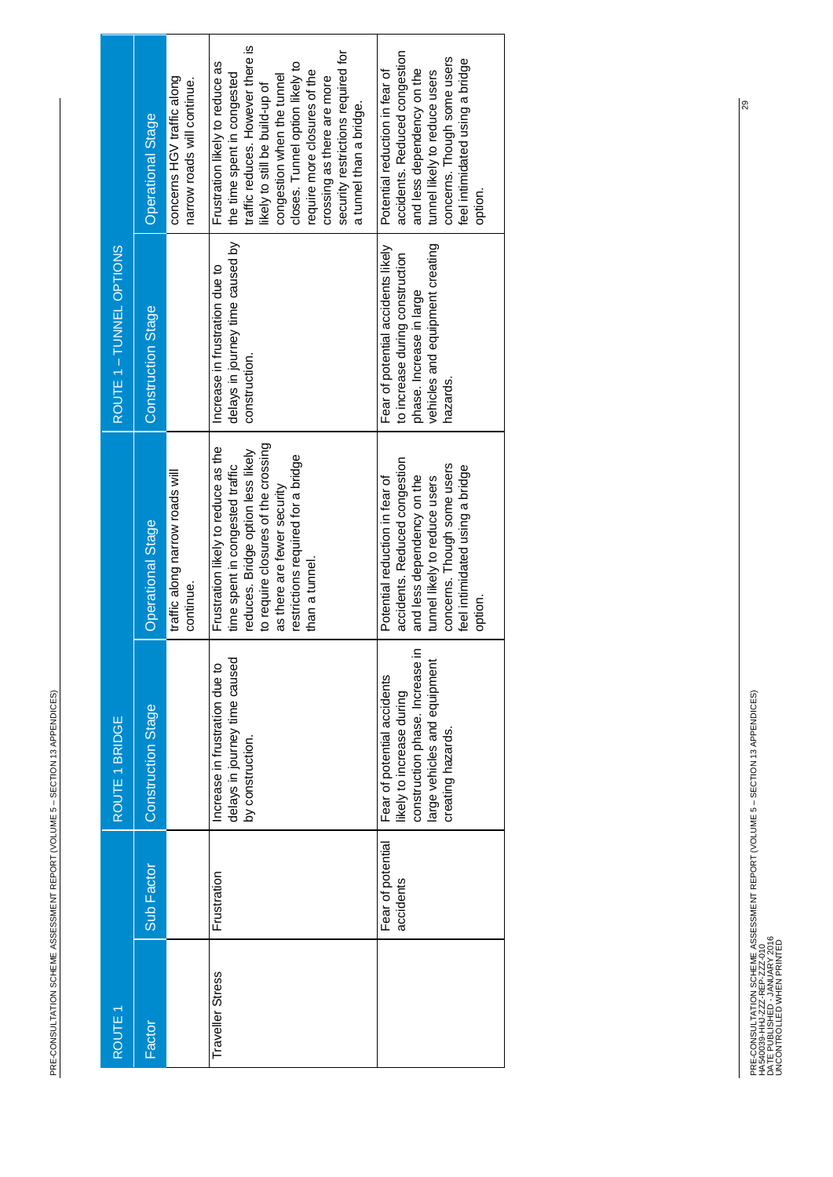| ROUTE 1 | | ROUTE 1 BRIDGE | | ROUTE 1 – TUNNEL OPTIONS | |
|---|---|---|---|---|---|
| Factor | Sub Factor | Construction Stage | Operational Stage | Construction Stage | Operational Stage |
| | | | traffic along narrow roads will continue. | | concerns HGV traffic along narrow roads will continue. |
| Traveller Stress | Frustration | Increase in frustration due to delays in journey time caused by construction. | Frustration likely to reduce as the time spent in congested traffic reduces. Bridge option less likely to require closures of the crossing as there are fewer security restrictions required for a bridge than a tunnel. | Increase in frustration due to delays in journey time caused by construction. | Frustration likely to reduce as the time spent in congested traffic reduces. However there is likely to still be build-up of congestion when the tunnel closes. Tunnel option likely to require more closures of the crossing as there are more security restrictions required for a tunnel than a bridge. |
| | Fear of potential accidents | Fear of potential accidents likely to increase during construction phase. Increase in large vehicles and equipment creating hazards. | Potential reduction in fear of accidents. Reduced congestion and less dependency on the tunnel likely to reduce users concerns. Though some users feel intimidated using a bridge option. | Fear of potential accidents likely to increase during construction phase. Increase in large vehicles and equipment creating hazards. | Potential reduction in fear of accidents. Reduced congestion and less dependency on the tunnel likely to reduce users concerns. Though some users feel intimidated using a bridge option. |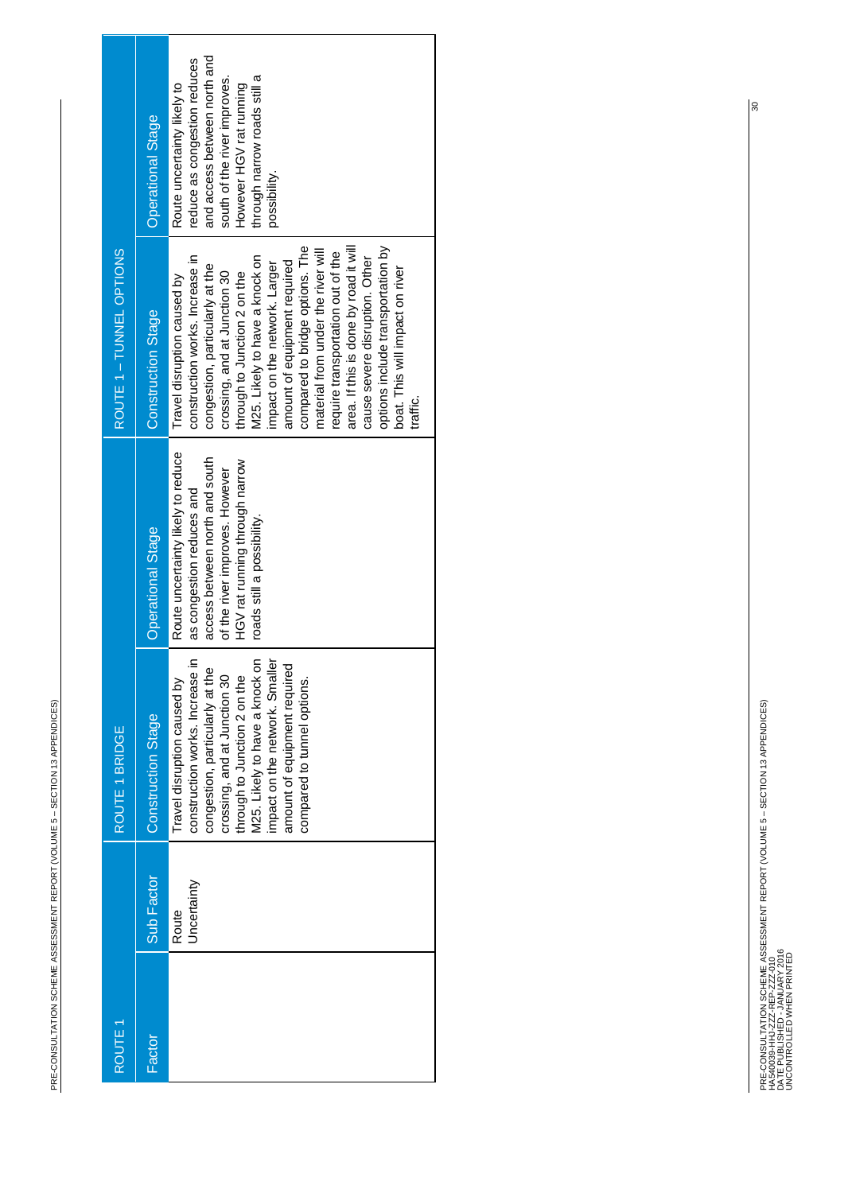| ROUTE 1 | | ROUTE 1 BRIDGE | | ROUTE 1 – TUNNEL OPTIONS | |
|---|---|---|---|---|---|
| Factor | Sub Factor | Construction Stage | Operational Stage | Construction Stage | Operational Stage |
| | Route Uncertainty | Travel disruption caused by construction works. Increase in congestion, particularly at the crossing, and at Junction 30 through to Junction 2 on the M25. Likely to have a knock on impact on the network. Smaller amount of equipment required compared to tunnel options. | Route uncertainty likely to reduce as congestion reduces and access between north and south of the river improves. However HGV rat running through narrow roads still a possibility. | Travel disruption caused by construction works. Increase in congestion, particularly at the crossing, and at Junction 30 through to Junction 2 on the M25. Likely to have a knock on impact on the network. Larger amount of equipment required compared to bridge options. The material from under the river will require transportation out of the area. If this is done by road it will cause severe disruption. Other options include transportation by boat. This will impact on river traffic. | Route uncertainty likely to reduce as congestion reduces and access between north and south of the river improves. However HGV rat running through narrow roads still a possibility. |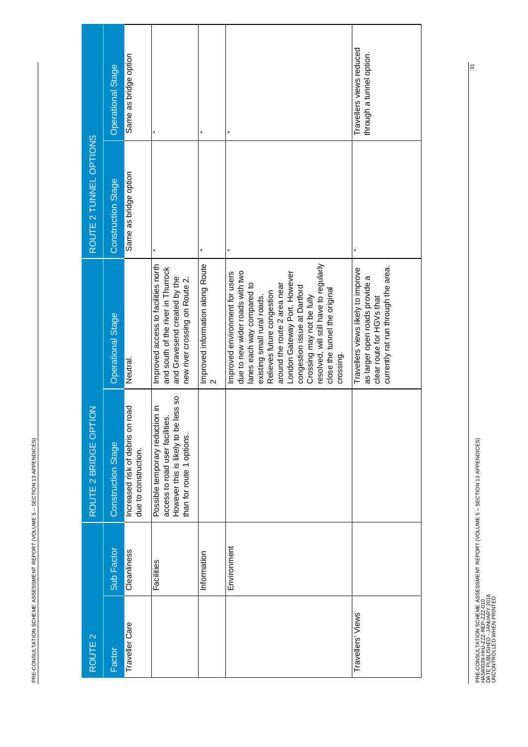| ROUTE 2 | | ROUTE 2 BRIDGE OPTION | | ROUTE 2 TUNNEL OPTIONS | |
|---|---|---|---|---|---|
| Factor | Sub Factor | Construction Stage | Operational Stage | Construction Stage | Operational Stage |
| Traveller Care | Cleanliness | Increased risk of debris on road due to construction. | Neutral. | Same as bridge option | Same as bridge option |
| | Facilities | Possible temporary reduction in access to road user facilities. However this is likely to be less so than for route 1 options. | Improved access to facilities north and south of the river in Thurrock and Gravesend created by the new river crossing on Route 2. | " | " |
| | Information | | Improved information along Route 2 | " | " |
| | Environment | | Improved environment for users due to new wider roads with two lanes each way compared to existing small rural roads. Relieves future congestion around the route 2 area near London Gateway Port. However congestion issue at Dartford Crossing may not be fully resolved, will still have to regularly close the tunnel the original crossing. | " | " |
| Travellers' Views | | | Travellers views likely to improve as larger open roads provide a clear route for HGVs that currently rat run through the area. | " | Travellers views reduced through a tunnel option. |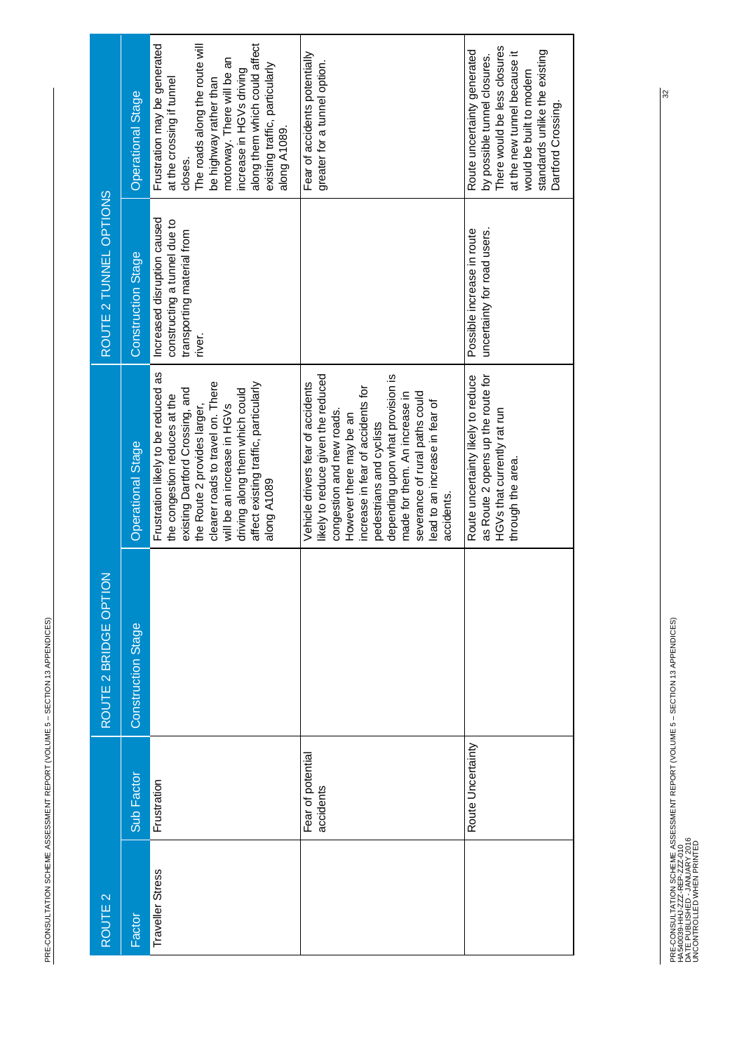| ROUTE 2 | | ROUTE 2 BRIDGE OPTION | | ROUTE 2 TUNNEL OPTIONS | |
|---|---|---|---|---|---|
| Factor | Sub Factor | Construction Stage | Operational Stage | Construction Stage | Operational Stage |
| Traveller Stress | Frustration | | Frustration likely to be reduced as the congestion reduces at the existing Dartford Crossing, and the Route 2 provides larger, clearer roads to travel on. There will be an increase in HGVs driving along them which could affect existing traffic, particularly along A1089 | Increased disruption caused constructing a tunnel due to transporting material from river. | Frustration may be generated at the crossing if tunnel closes. The roads along the route will be highway rather than motorway. There will be an increase in HGVs driving along them which could affect existing traffic, particularly along A1089. |
| | Fear of potential accidents | | Vehicle drivers fear of accidents likely to reduce given the reduced congestion and new roads. However there may be an increase in fear of accidents for pedestrians and cyclists depending upon what provision is made for them. An increase in severance of rural paths could lead to an increase in fear of accidents. | | Fear of accidents potentially greater for a tunnel option. |
| | Route Uncertainty | | Route uncertainty likely to reduce as Route 2 opens up the route for HGVs that currently rat run through the area. | Possible increase in route uncertainty for road users. | Route uncertainty generated by possible tunnel closures. There would be less closures at the new tunnel because it would be built to modern standards unlike the existing Dartford Crossing. |

PRE-CONSULTATION SCHEME ASSESSMENT REPORT (VOLUME 5 – SECTION 13 APPENDICES)
HA540039-HHJ-ZZZ-REP-ZZZ-010
DATE PUBLISHED - JANUARY 2016
UNCONTROLLED WHEN PRINTED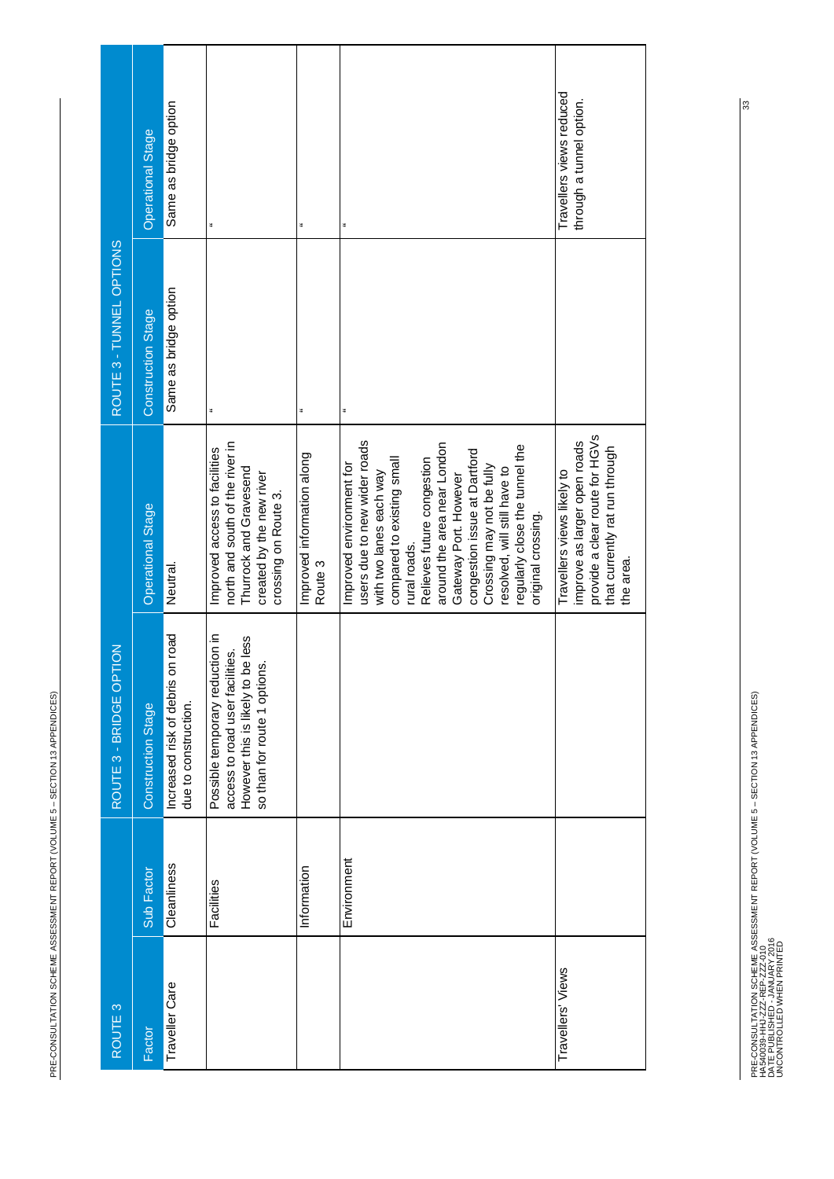| ROUTE 3 | | ROUTE 3 - BRIDGE OPTION | | ROUTE 3 - TUNNEL OPTIONS | |
|---|---|---|---|---|---|
| Factor | Sub Factor | Construction Stage | Operational Stage | Construction Stage | Operational Stage |
| Traveller Care | Cleanliness | Increased risk of debris on road due to construction. | Neutral. | Same as bridge option | Same as bridge option |
| | Facilities | Possible temporary reduction in access to road user facilities. However this is likely to be less so than for route 1 options. | Improved access to facilities north and south of the river in Thurrock and Gravesend created by the new river crossing on Route 3. | " | " |
| | Information | | Improved information along Route 3 | " | " |
| | Environment | | Improved environment for users due to new wider roads with two lanes each way compared to existing small rural roads. Relieves future congestion around the area near London Gateway Port. However congestion issue at Dartford Crossing may not be fully resolved, will still have to regularly close the tunnel the original crossing. | " | " |
| Travellers' Views | | | Travellers views likely to improve as larger open roads provide a clear route for HGVs that currently rat run through the area. | | Travellers views reduced through a tunnel option. |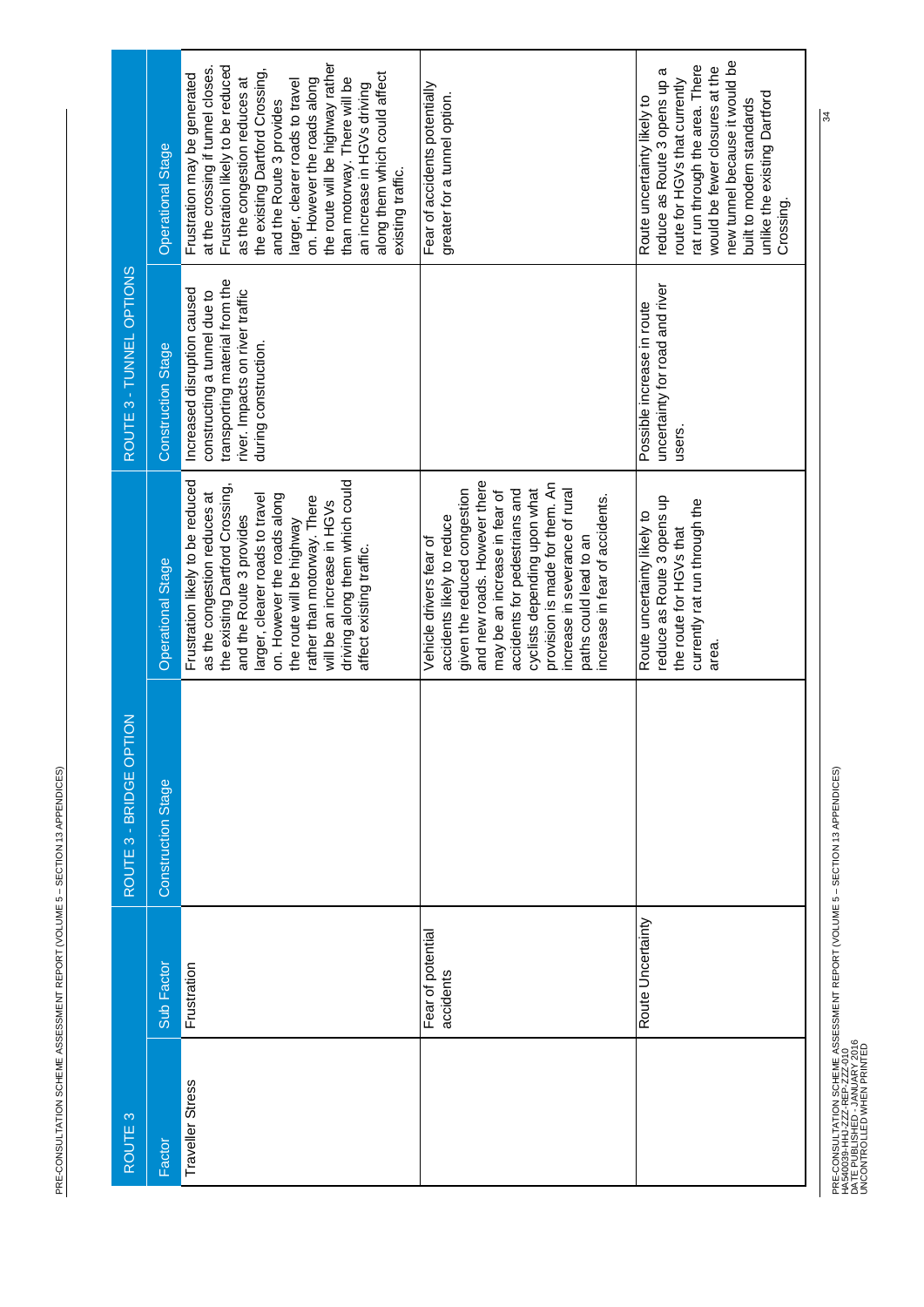| ROUTE 3 | | ROUTE 3 - BRIDGE OPTION | | ROUTE 3 - TUNNEL OPTIONS | |
|---|---|---|---|---|---|
| Factor | Sub Factor | Construction Stage | Operational Stage | Construction Stage | Operational Stage |
| Traveller Stress | Frustration | | Frustration likely to be reduced as the congestion reduces at the existing Dartford Crossing, and the Route 3 provides larger, clearer roads to travel on. However the roads along the route will be highway rather than motorway. There will be an increase in HGVs driving along them which could affect existing traffic. | Increased disruption caused constructing a tunnel due to transporting material from the river. Impacts on river traffic during construction. | Frustration may be generated at the crossing if tunnel closes. Frustration likely to be reduced as the congestion reduces at the existing Dartford Crossing, and the Route 3 provides larger, clearer roads to travel on. However the roads along the route will be highway rather than motorway. There will be an increase in HGVs driving along them which could affect existing traffic. |
| | Fear of potential accidents | | Vehicle drivers fear of accidents likely to reduce given the reduced congestion and new roads. However there may be an increase in fear of accidents for pedestrians and cyclists depending upon what provision is made for them. An increase in severance of rural paths could lead to an increase in fear of accidents. | | Fear of accidents potentially greater for a tunnel option. |
| | Route Uncertainty | | Route uncertainty likely to reduce as Route 3 opens up the route for HGVs that currently rat run through the area. | Possible increase in route uncertainty for road and river users. | Route uncertainty likely to reduce as Route 3 opens up a route for HGVs that currently rat run through the area. There would be fewer closures at the new tunnel because it would be built to modern standards unlike the existing Dartford Crossing. |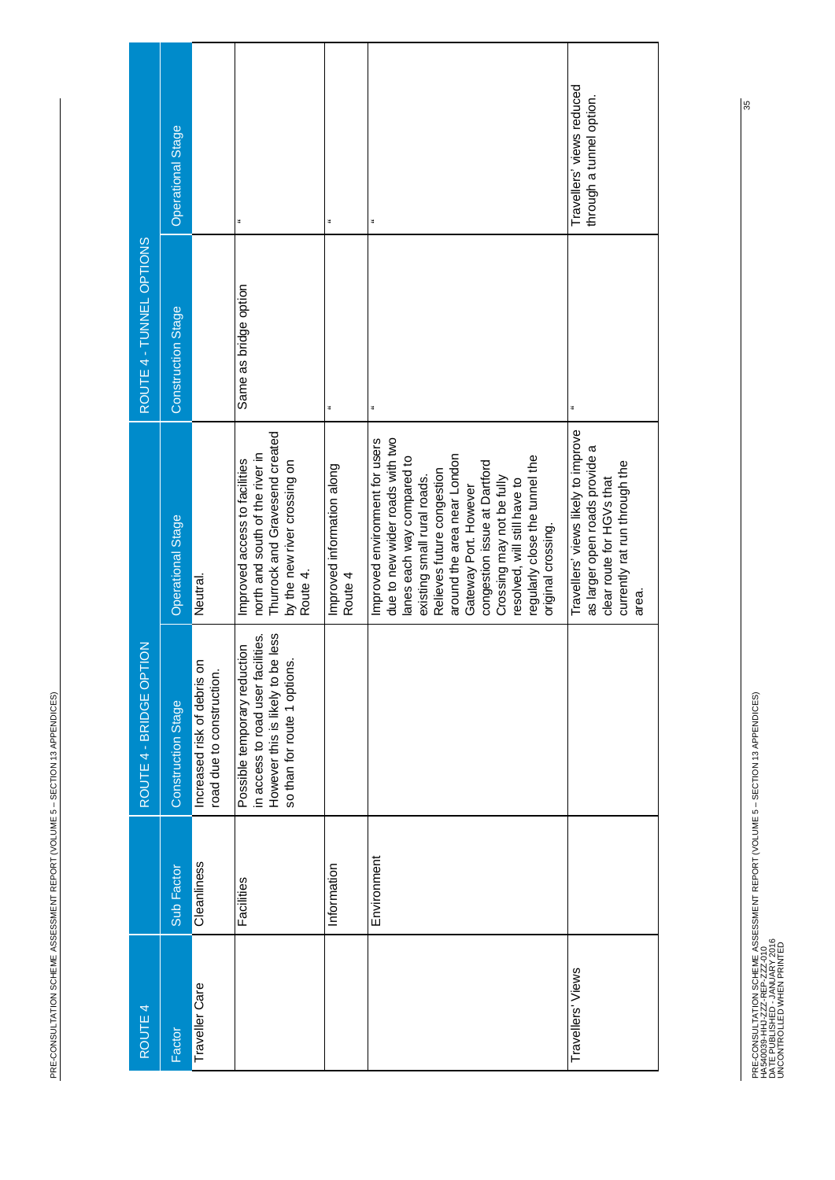| ROUTE 4 | | ROUTE 4 - BRIDGE OPTION | | ROUTE 4 - TUNNEL OPTIONS | |
|---|---|---|---|---|---|
| Factor | Sub Factor | Construction Stage | Operational Stage | Construction Stage | Operational Stage |
| Traveller Care | Cleanliness | Increased risk of debris on road due to construction. | Neutral. | | |
| | Facilities | Possible temporary reduction in access to road user facilities. However this is likely to be less so than for route 1 options. | Improved access to facilities north and south of the river in Thurrock and Gravesend created by the new river crossing on Route 4. | Same as bridge option | " |
| | Information | | Improved information along Route 4 | " | " |
| | Environment | | Improved environment for users due to new wider roads with two lanes each way compared to existing small rural roads. Relieves future congestion around the area near London Gateway Port. However congestion issue at Dartford Crossing may not be fully resolved, will still have to regularly close the tunnel the original crossing. | " | " |
| Travellers' Views | | | Travellers' views likely to improve as larger open roads provide a clear route for HGVs that currently rat run through the area. | " | Travellers' views reduced through a tunnel option. |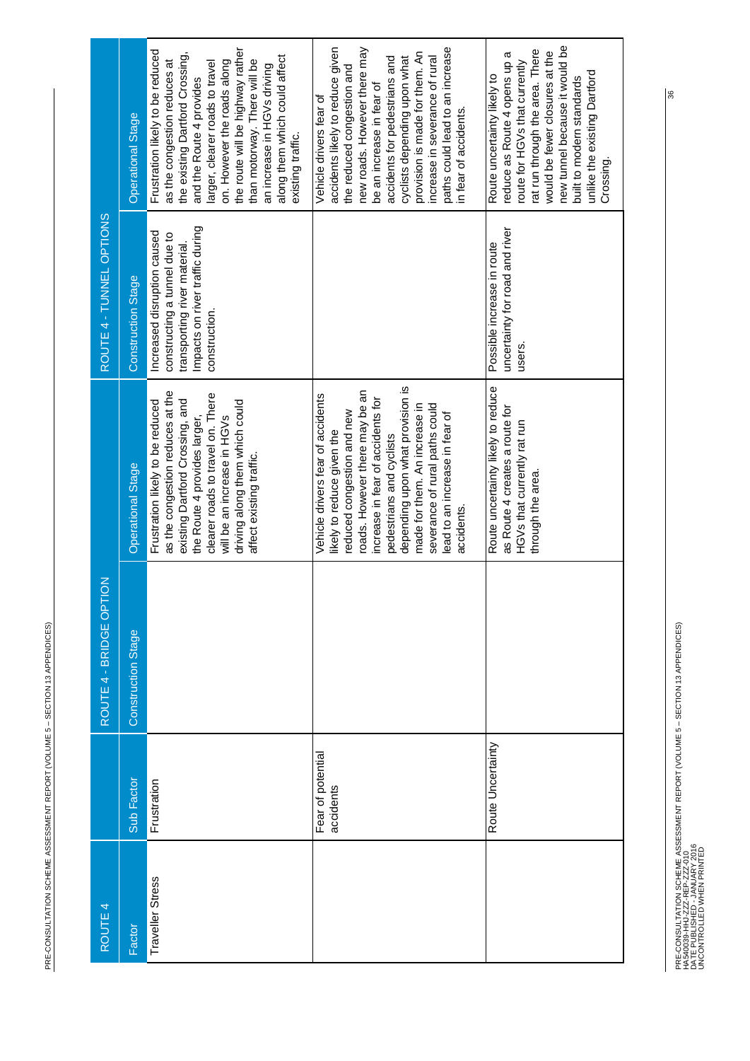| ROUTE 4 | | ROUTE 4 - BRIDGE OPTION | | ROUTE 4 - TUNNEL OPTIONS | |
|---|---|---|---|---|---|
| Factor | Sub Factor | Construction Stage | Operational Stage | Construction Stage | Operational Stage |
| Traveller Stress | Frustration | | Frustration likely to be reduced as the congestion reduces at the existing Dartford Crossing, and the Route 4 provides larger, clearer roads to travel on. There will be an increase in HGVs driving along them which could affect existing traffic. | Increased disruption caused constructing a tunnel due to transporting river material. Impacts on river traffic during construction. | Frustration likely to be reduced as the congestion reduces at the existing Dartford Crossing, and the Route 4 provides larger, clearer roads to travel on. However the roads along the route will be highway rather than motorway. There will be an increase in HGVs driving along them which could affect existing traffic. |
| | Fear of potential accidents | | Vehicle drivers fear of accidents likely to reduce given the reduced congestion and new roads. However there may be an increase in fear of accidents for pedestrians and cyclists depending upon what provision is made for them. An increase in severance of rural paths could lead to an increase in fear of accidents. | | Vehicle drivers fear of accidents likely to reduce given the reduced congestion and new roads. However there may be an increase in fear of accidents for pedestrians and cyclists depending upon what provision is made for them. An increase in severance of rural paths could lead to an increase in fear of accidents. |
| | Route Uncertainty | | Route uncertainty likely to reduce as Route 4 creates a route for HGVs that currently rat run through the area. | Possible increase in route uncertainty for road and river users. | Route uncertainty likely to reduce as Route 4 opens up a route for HGVs that currently rat run through the area. There would be fewer closures at the new tunnel because it would be built to modern standards unlike the existing Dartford Crossing. |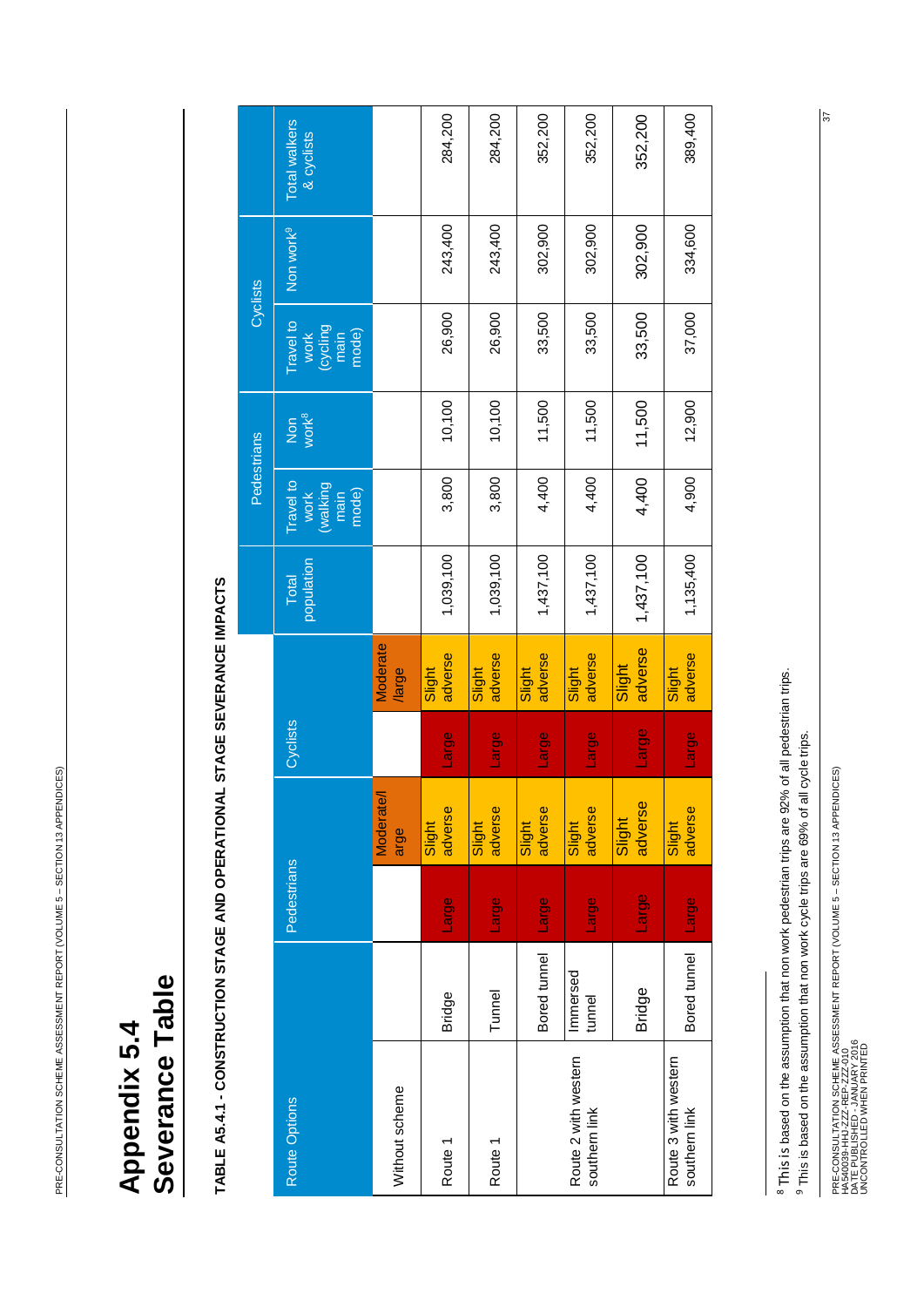# Appendix 5.4
# Severance Table

**TABLE A5.4.1 - CONSTRUCTION STAGE AND OPERATIONAL STAGE SEVERANCE IMPACTS**

| Route Options | | Pedestrians | | Cyclists | | Total population | Pedestrians | | Cyclists | | Total walkers & cyclists |
|---|---|---|---|---|---|---|---|---|---|---|---|
| | | | | | | | Travel to work (walking main mode) | Non work[8] | Travel to work (cycling main mode) | Non work[9] | |
| Without scheme | | | Moderate/large | | Moderate/large | | | | | | |
| Route 1 | Bridge | Large | Slight adverse | Large | Slight adverse | 1,039,100 | 3,800 | 10,100 | 26,900 | 243,400 | 284,200 |
| Route 1 | Tunnel | Large | Slight adverse | Large | Slight adverse | 1,039,100 | 3,800 | 10,100 | 26,900 | 243,400 | 284,200 |
| Route 2 with western southern link | Bored tunnel | Large | Slight adverse | Large | Slight adverse | 1,437,100 | 4,400 | 11,500 | 33,500 | 302,900 | 352,200 |
| | Immersed tunnel | Large | Slight adverse | Large | Slight adverse | 1,437,100 | 4,400 | 11,500 | 33,500 | 302,900 | 352,200 |
| | Bridge | Large | Slight adverse | Large | Slight adverse | 1,437,100 | 4,400 | 11,500 | 33,500 | 302,900 | 352,200 |
| Route 3 with western southern link | Bored tunnel | Large | Slight adverse | Large | Slight adverse | 1,135,400 | 4,900 | 12,900 | 37,000 | 334,600 | 389,400 |

[8] This is based on the assumption that non work pedestrian trips are 92% of all pedestrian trips.
[9] This is based on the assumption that non work cycle trips are 69% of all cycle trips.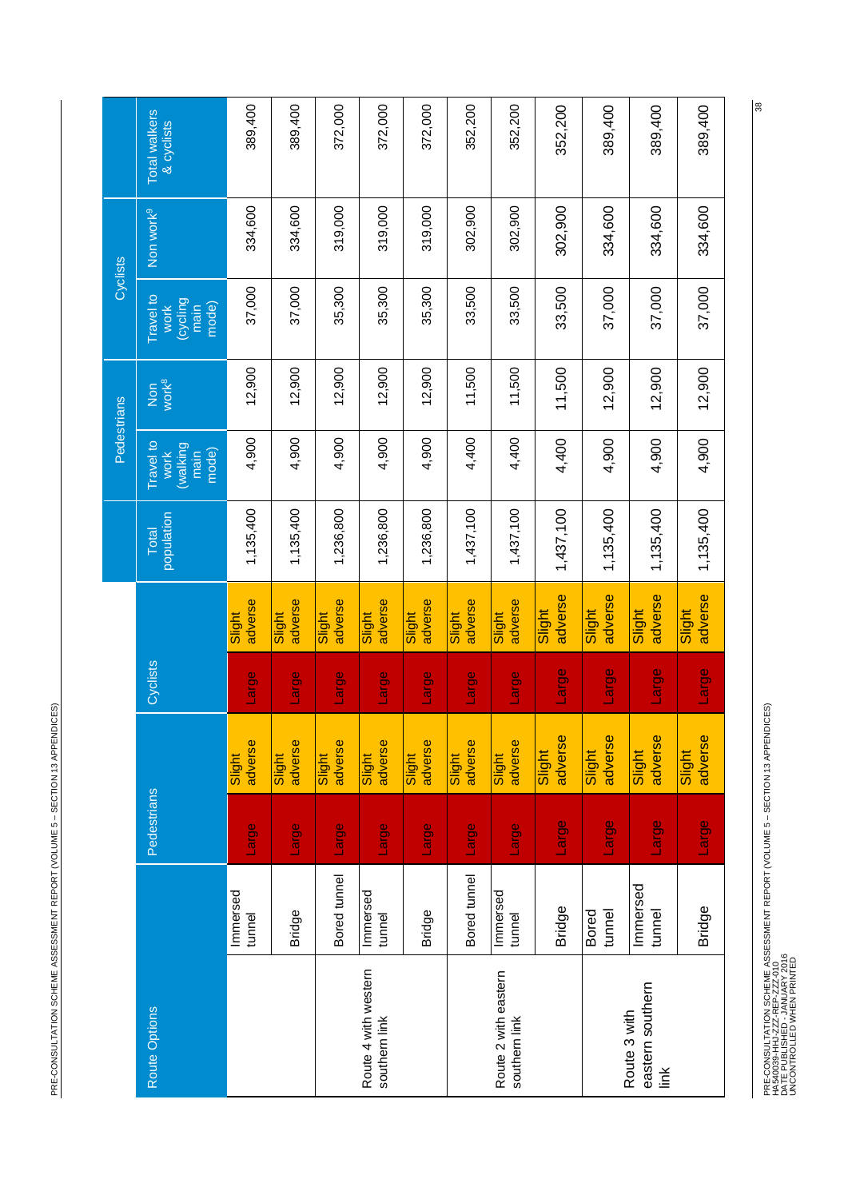| Route Options | | Pedestrians | | Cyclists | | Total population | Pedestrians | | Cyclists | | Total walkers & cyclists |
|---|---|---|---|---|---|---|---|---|---|---|---|
| | | | | | | | Travel to work (walking main mode) | Non work[8] | Travel to work (cycling main mode) | Non work[9] | |
| | Immersed tunnel | Large | Slight adverse | Large | Slight adverse | 1,135,400 | 4,900 | 12,900 | 37,000 | 334,600 | 389,400 |
| | Bridge | Large | Slight adverse | Large | Slight adverse | 1,135,400 | 4,900 | 12,900 | 37,000 | 334,600 | 389,400 |
| Route 4 with western southern link | Bored tunnel | Large | Slight adverse | Large | Slight adverse | 1,236,800 | 4,900 | 12,900 | 35,300 | 319,000 | 372,000 |
| | Immersed tunnel | Large | Slight adverse | Large | Slight adverse | 1,236,800 | 4,900 | 12,900 | 35,300 | 319,000 | 372,000 |
| | Bridge | Large | Slight adverse | Large | Slight adverse | 1,236,800 | 4,900 | 12,900 | 35,300 | 319,000 | 372,000 |
| Route 2 with eastern southern link | Bored tunnel | Large | Slight adverse | Large | Slight adverse | 1,437,100 | 4,400 | 11,500 | 33,500 | 302,900 | 352,200 |
| | Immersed tunnel | Large | Slight adverse | Large | Slight adverse | 1,437,100 | 4,400 | 11,500 | 33,500 | 302,900 | 352,200 |
| | Bridge | Large | Slight adverse | Large | Slight adverse | 1,437,100 | 4,400 | 11,500 | 33,500 | 302,900 | 352,200 |
| Route 3 with eastern southern link | Bored tunnel | Large | Slight adverse | Large | Slight adverse | 1,135,400 | 4,900 | 12,900 | 37,000 | 334,600 | 389,400 |
| | Immersed tunnel | Large | Slight adverse | Large | Slight adverse | 1,135,400 | 4,900 | 12,900 | 37,000 | 334,600 | 389,400 |
| | Bridge | Large | Slight adverse | Large | Slight adverse | 1,135,400 | 4,900 | 12,900 | 37,000 | 334,600 | 389,400 |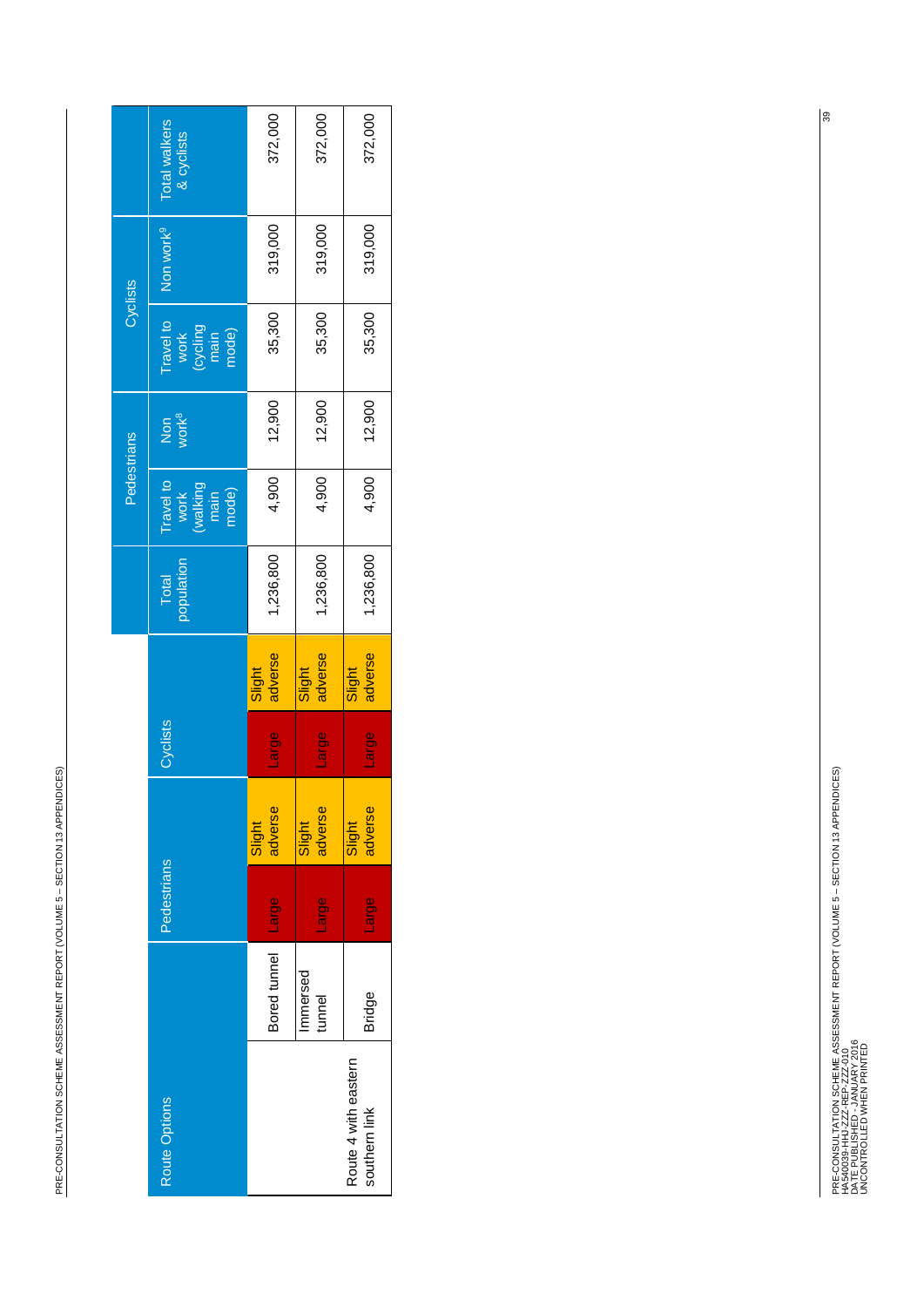| Route Options | | Pedestrians | | Cyclists | | Total population | Pedestrians | | Cyclists | | Total walkers & cyclists |
|---|---|---|---|---|---|---|---|---|---|---|---|
| | | | | | | | Travel to work (walking main mode) | Non work[8] | Travel to work (cycling main mode) | Non work[9] | |
| Route 4 with eastern southern link | Bored tunnel | Large | Slight adverse | Large | Slight adverse | 1,236,800 | 4,900 | 12,900 | 35,300 | 319,000 | 372,000 |
| | Immersed tunnel | Large | Slight adverse | Large | Slight adverse | 1,236,800 | 4,900 | 12,900 | 35,300 | 319,000 | 372,000 |
| | Bridge | Large | Slight adverse | Large | Slight adverse | 1,236,800 | 4,900 | 12,900 | 35,300 | 319,000 | 372,000 |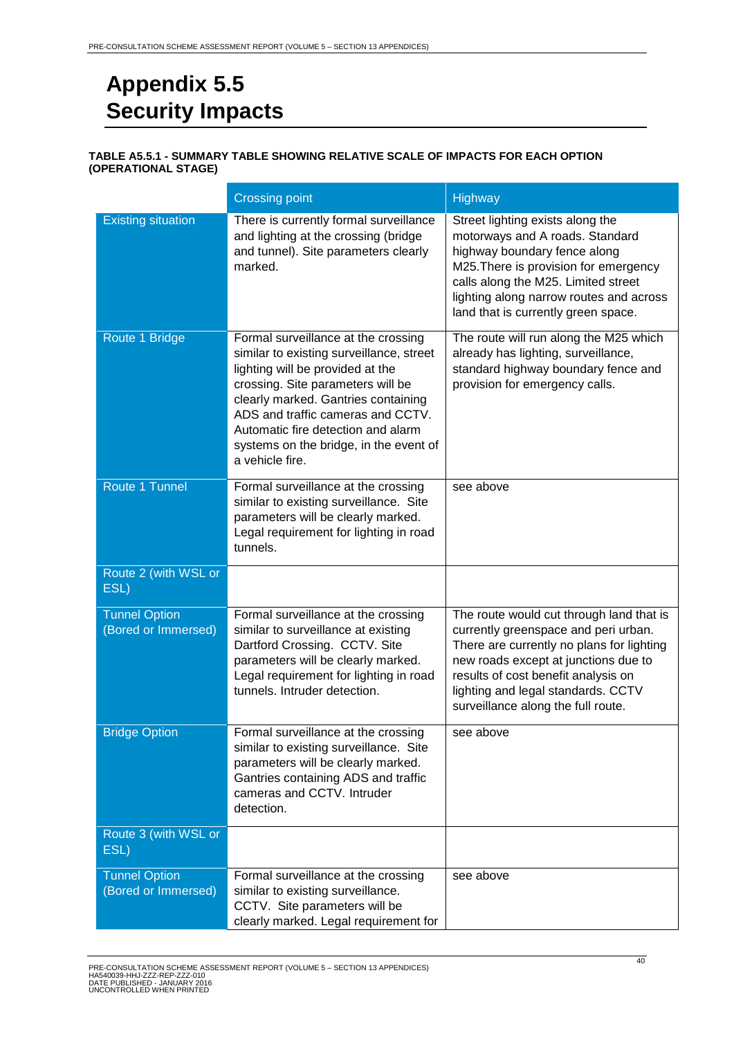# Appendix 5.5
# Security Impacts

**TABLE A5.5.1 - SUMMARY TABLE SHOWING RELATIVE SCALE OF IMPACTS FOR EACH OPTION (OPERATIONAL STAGE)**

| | Crossing point | Highway |
|---|---|---|
| Existing situation | There is currently formal surveillance and lighting at the crossing (bridge and tunnel). Site parameters clearly marked. | Street lighting exists along the motorways and A roads. Standard highway boundary fence along M25.There is provision for emergency calls along the M25. Limited street lighting along narrow routes and across land that is currently green space. |
| Route 1 Bridge | Formal surveillance at the crossing similar to existing surveillance, street lighting will be provided at the crossing. Site parameters will be clearly marked. Gantries containing ADS and traffic cameras and CCTV. Automatic fire detection and alarm systems on the bridge, in the event of a vehicle fire. | The route will run along the M25 which already has lighting, surveillance, standard highway boundary fence and provision for emergency calls. |
| Route 1 Tunnel | Formal surveillance at the crossing similar to existing surveillance. Site parameters will be clearly marked. Legal requirement for lighting in road tunnels. | see above |
| Route 2 (with WSL or ESL) | | |
| Tunnel Option (Bored or Immersed) | Formal surveillance at the crossing similar to surveillance at existing Dartford Crossing. CCTV. Site parameters will be clearly marked. Legal requirement for lighting in road tunnels. Intruder detection. | The route would cut through land that is currently greenspace and peri urban. There are currently no plans for lighting new roads except at junctions due to results of cost benefit analysis on lighting and legal standards. CCTV surveillance along the full route. |
| Bridge Option | Formal surveillance at the crossing similar to existing surveillance. Site parameters will be clearly marked. Gantries containing ADS and traffic cameras and CCTV. Intruder detection. | see above |
| Route 3 (with WSL or ESL) | | |
| Tunnel Option (Bored or Immersed) | Formal surveillance at the crossing similar to existing surveillance. CCTV. Site parameters will be clearly marked. Legal requirement for | see above |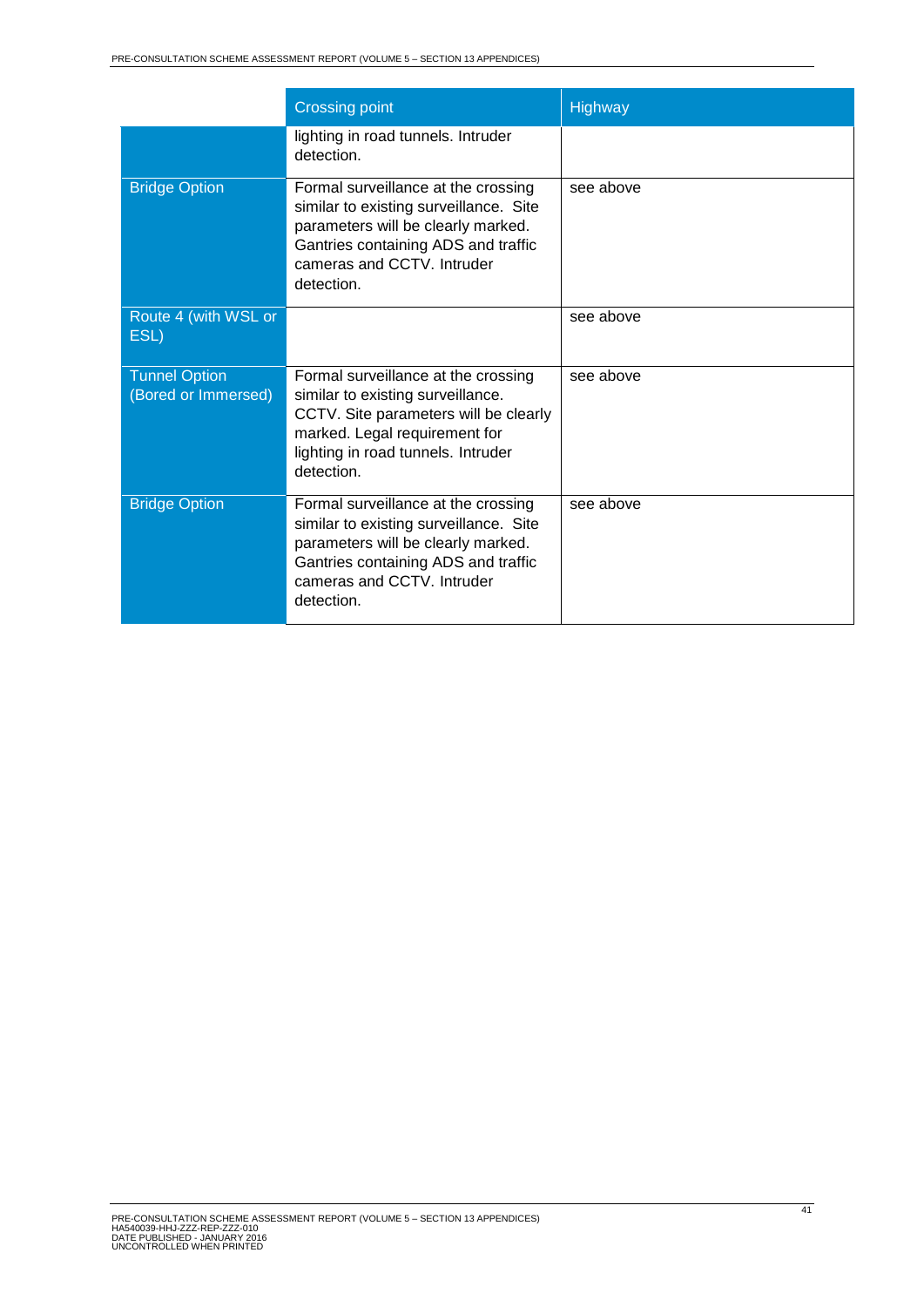| | Crossing point | Highway |
|---|---|---|
| | lighting in road tunnels. Intruder detection. | |
| Bridge Option | Formal surveillance at the crossing similar to existing surveillance. Site parameters will be clearly marked. Gantries containing ADS and traffic cameras and CCTV. Intruder detection. | see above |
| Route 4 (with WSL or ESL) | | see above |
| Tunnel Option (Bored or Immersed) | Formal surveillance at the crossing similar to existing surveillance. CCTV. Site parameters will be clearly marked. Legal requirement for lighting in road tunnels. Intruder detection. | see above |
| Bridge Option | Formal surveillance at the crossing similar to existing surveillance. Site parameters will be clearly marked. Gantries containing ADS and traffic cameras and CCTV. Intruder detection. | see above |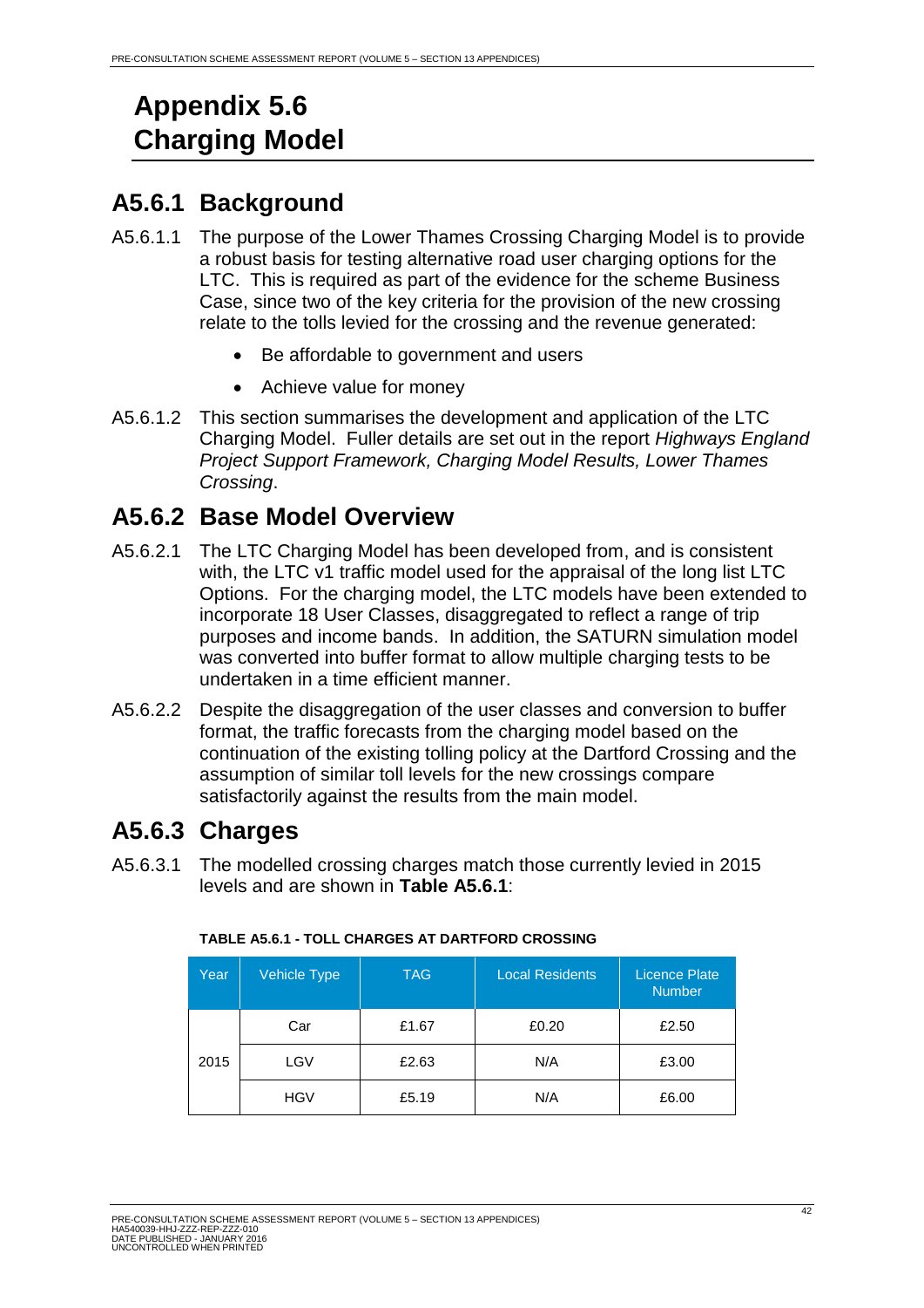# Appendix 5.6 Charging Model

## A5.6.1 Background

A5.6.1.1 The purpose of the Lower Thames Crossing Charging Model is to provide a robust basis for testing alternative road user charging options for the LTC. This is required as part of the evidence for the scheme Business Case, since two of the key criteria for the provision of the new crossing relate to the tolls levied for the crossing and the revenue generated:

- Be affordable to government and users
- Achieve value for money

A5.6.1.2 This section summarises the development and application of the LTC Charging Model. Fuller details are set out in the report *Highways England Project Support Framework, Charging Model Results, Lower Thames Crossing*.

## A5.6.2 Base Model Overview

A5.6.2.1 The LTC Charging Model has been developed from, and is consistent with, the LTC v1 traffic model used for the appraisal of the long list LTC Options. For the charging model, the LTC models have been extended to incorporate 18 User Classes, disaggregated to reflect a range of trip purposes and income bands. In addition, the SATURN simulation model was converted into buffer format to allow multiple charging tests to be undertaken in a time efficient manner.

A5.6.2.2 Despite the disaggregation of the user classes and conversion to buffer format, the traffic forecasts from the charging model based on the continuation of the existing tolling policy at the Dartford Crossing and the assumption of similar toll levels for the new crossings compare satisfactorily against the results from the main model.

## A5.6.3 Charges

A5.6.3.1 The modelled crossing charges match those currently levied in 2015 levels and are shown in **Table A5.6.1**:

**TABLE A5.6.1 - TOLL CHARGES AT DARTFORD CROSSING**

| Year | Vehicle Type | TAG | Local Residents | Licence Plate Number |
|---|---|---|---|---|
| 2015 | Car | £1.67 | £0.20 | £2.50 |
| | LGV | £2.63 | N/A | £3.00 |
| | HGV | £5.19 | N/A | £6.00 |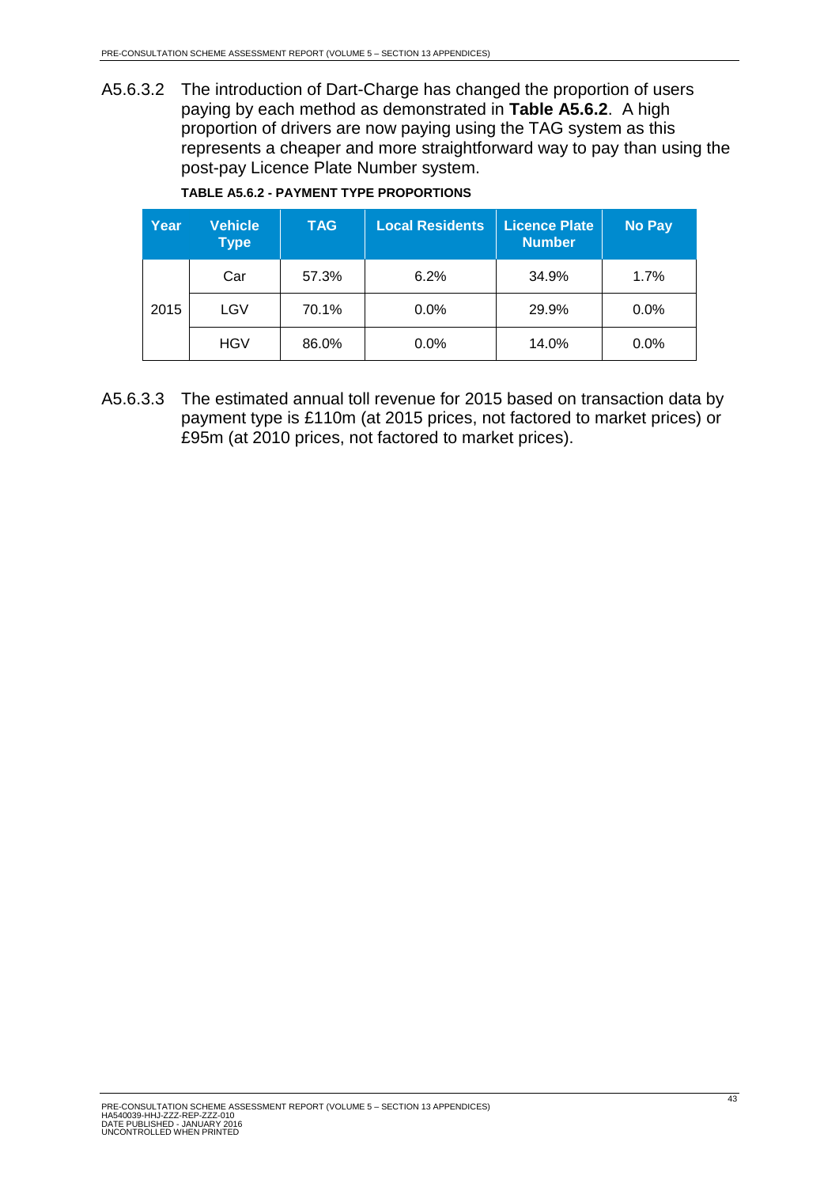A5.6.3.2 The introduction of Dart-Charge has changed the proportion of users paying by each method as demonstrated in **Table A5.6.2**. A high proportion of drivers are now paying using the TAG system as this represents a cheaper and more straightforward way to pay than using the post-pay Licence Plate Number system.

**TABLE A5.6.2 - PAYMENT TYPE PROPORTIONS**

| Year | Vehicle Type | TAG | Local Residents | Licence Plate Number | No Pay |
|---|---|---|---|---|---|
| 2015 | Car | 57.3% | 6.2% | 34.9% | 1.7% |
| | LGV | 70.1% | 0.0% | 29.9% | 0.0% |
| | HGV | 86.0% | 0.0% | 14.0% | 0.0% |

A5.6.3.3 The estimated annual toll revenue for 2015 based on transaction data by payment type is £110m (at 2015 prices, not factored to market prices) or £95m (at 2010 prices, not factored to market prices).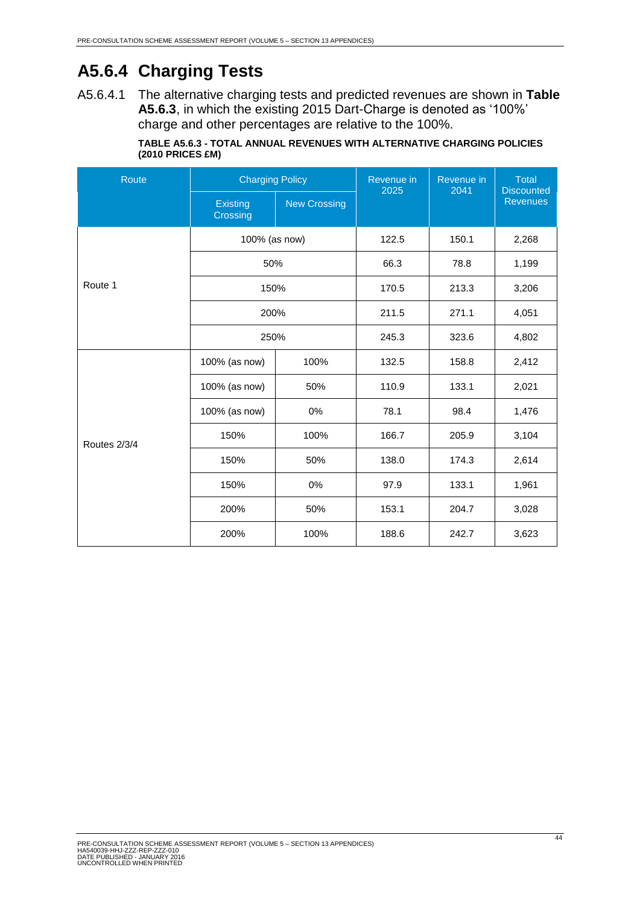## A5.6.4 Charging Tests

A5.6.4.1 The alternative charging tests and predicted revenues are shown in **Table A5.6.3**, in which the existing 2015 Dart-Charge is denoted as '100%' charge and other percentages are relative to the 100%.

**TABLE A5.6.3 - TOTAL ANNUAL REVENUES WITH ALTERNATIVE CHARGING POLICIES (2010 PRICES £M)**

| Route | Charging Policy | | Revenue in 2025 | Revenue in 2041 | Total Discounted Revenues |
|---|---|---|---|---|---|
| | Existing Crossing | New Crossing | | | |
| Route 1 | 100% (as now) | | 122.5 | 150.1 | 2,268 |
| | 50% | | 66.3 | 78.8 | 1,199 |
| | 150% | | 170.5 | 213.3 | 3,206 |
| | 200% | | 211.5 | 271.1 | 4,051 |
| | 250% | | 245.3 | 323.6 | 4,802 |
| Routes 2/3/4 | 100% (as now) | 100% | 132.5 | 158.8 | 2,412 |
| | 100% (as now) | 50% | 110.9 | 133.1 | 2,021 |
| | 100% (as now) | 0% | 78.1 | 98.4 | 1,476 |
| | 150% | 100% | 166.7 | 205.9 | 3,104 |
| | 150% | 50% | 138.0 | 174.3 | 2,614 |
| | 150% | 0% | 97.9 | 133.1 | 1,961 |
| | 200% | 50% | 153.1 | 204.7 | 3,028 |
| | 200% | 100% | 188.6 | 242.7 | 3,623 |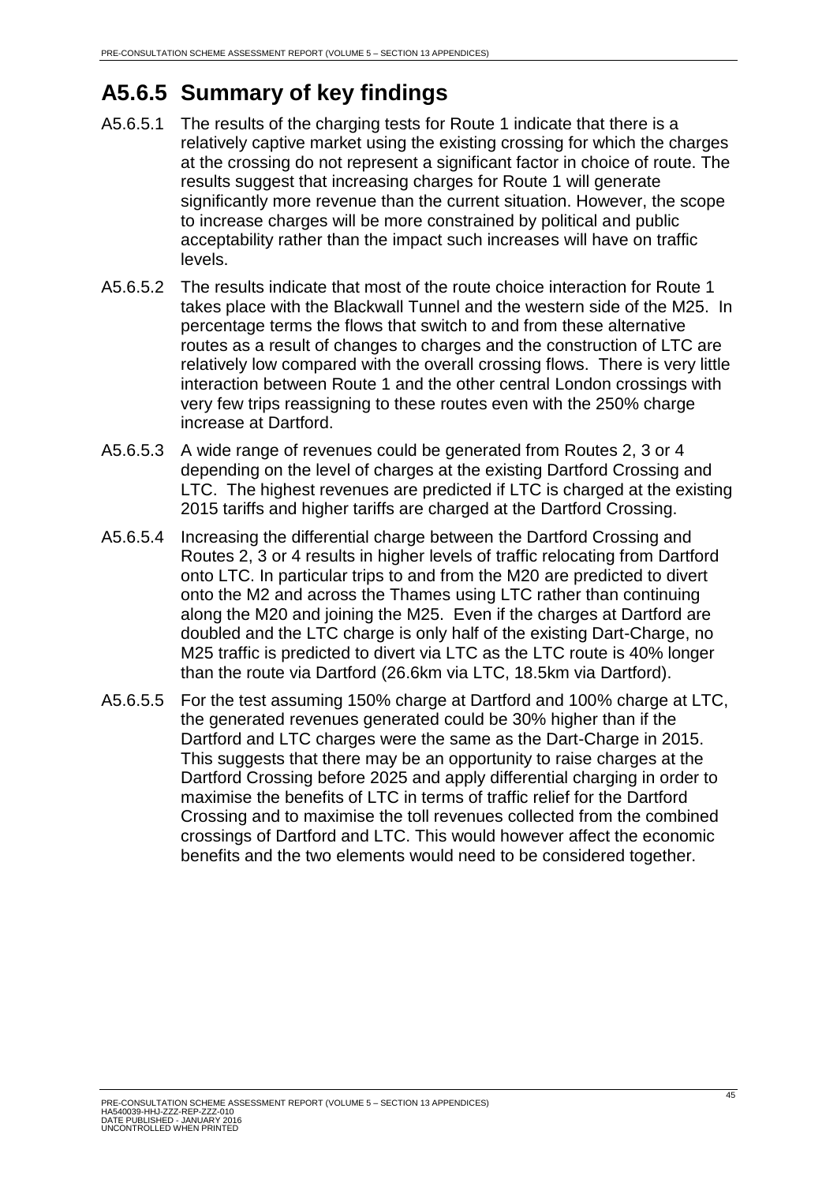## A5.6.5 Summary of key findings

A5.6.5.1 The results of the charging tests for Route 1 indicate that there is a relatively captive market using the existing crossing for which the charges at the crossing do not represent a significant factor in choice of route. The results suggest that increasing charges for Route 1 will generate significantly more revenue than the current situation. However, the scope to increase charges will be more constrained by political and public acceptability rather than the impact such increases will have on traffic levels.

A5.6.5.2 The results indicate that most of the route choice interaction for Route 1 takes place with the Blackwall Tunnel and the western side of the M25. In percentage terms the flows that switch to and from these alternative routes as a result of changes to charges and the construction of LTC are relatively low compared with the overall crossing flows. There is very little interaction between Route 1 and the other central London crossings with very few trips reassigning to these routes even with the 250% charge increase at Dartford.

A5.6.5.3 A wide range of revenues could be generated from Routes 2, 3 or 4 depending on the level of charges at the existing Dartford Crossing and LTC. The highest revenues are predicted if LTC is charged at the existing 2015 tariffs and higher tariffs are charged at the Dartford Crossing.

A5.6.5.4 Increasing the differential charge between the Dartford Crossing and Routes 2, 3 or 4 results in higher levels of traffic relocating from Dartford onto LTC. In particular trips to and from the M20 are predicted to divert onto the M2 and across the Thames using LTC rather than continuing along the M20 and joining the M25. Even if the charges at Dartford are doubled and the LTC charge is only half of the existing Dart-Charge, no M25 traffic is predicted to divert via LTC as the LTC route is 40% longer than the route via Dartford (26.6km via LTC, 18.5km via Dartford).

A5.6.5.5 For the test assuming 150% charge at Dartford and 100% charge at LTC, the generated revenues generated could be 30% higher than if the Dartford and LTC charges were the same as the Dart-Charge in 2015. This suggests that there may be an opportunity to raise charges at the Dartford Crossing before 2025 and apply differential charging in order to maximise the benefits of LTC in terms of traffic relief for the Dartford Crossing and to maximise the toll revenues collected from the combined crossings of Dartford and LTC. This would however affect the economic benefits and the two elements would need to be considered together.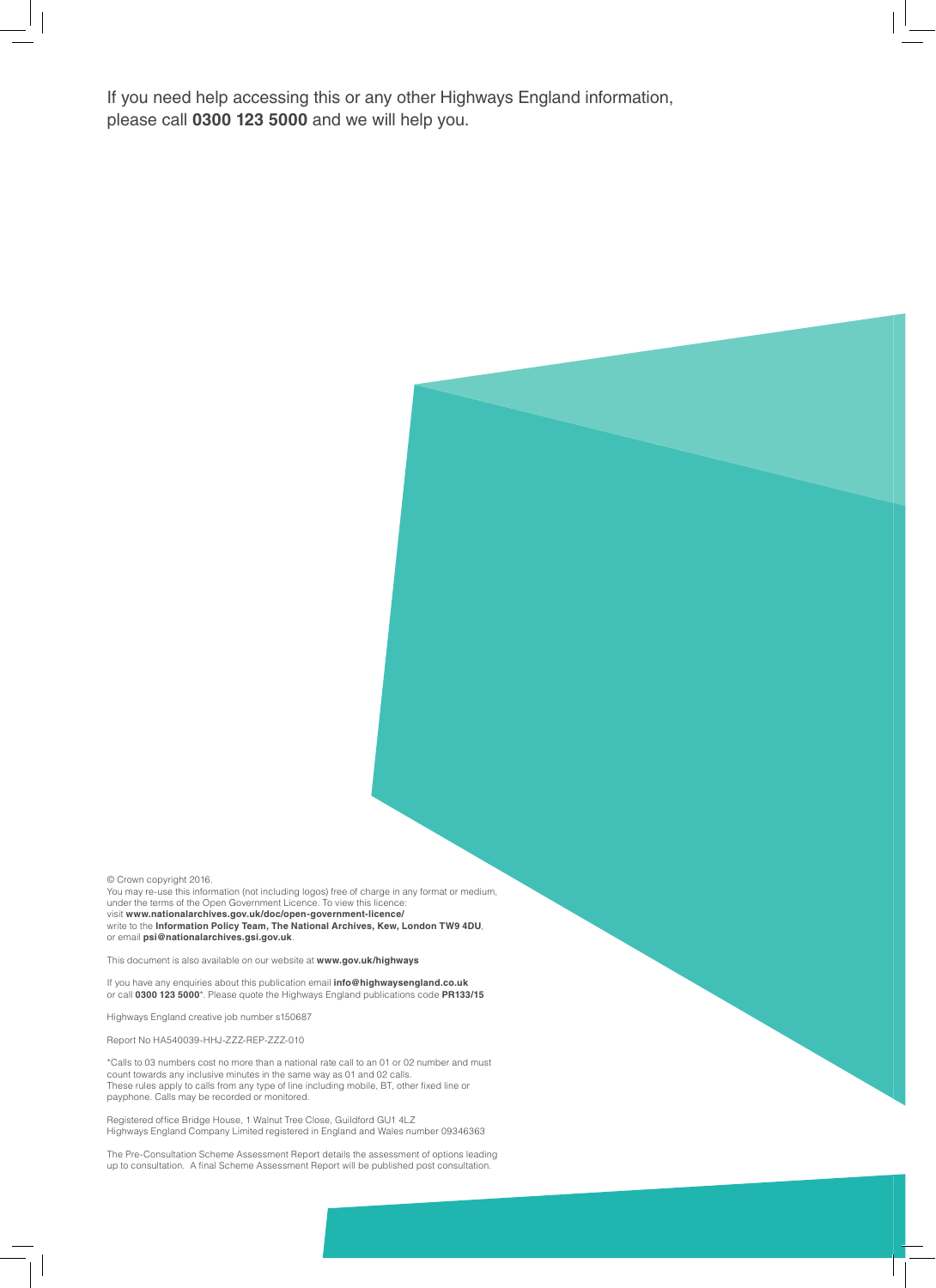If you need help accessing this or any other Highways England information, please call **0300 123 5000** and we will help you.

© Crown copyright 2016.
You may re-use this information (not including logos) free of charge in any format or medium, under the terms of the Open Government Licence. To view this licence:
visit **www.nationalarchives.gov.uk/doc/open-government-licence/**
write to the **Information Policy Team, The National Archives, Kew, London TW9 4DU**,
or email **psi@nationalarchives.gsi.gov.uk**.

This document is also available on our website at **www.gov.uk/highways**

If you have any enquiries about this publication email **info@highwaysengland.co.uk**
or call **0300 123 5000***. Please quote the Highways England publications code **PR133/15**

Highways England creative job number s150687

Report No HA540039-HHJ-ZZZ-REP-ZZZ-010

*Calls to 03 numbers cost no more than a national rate call to an 01 or 02 number and must count towards any inclusive minutes in the same way as 01 and 02 calls.
These rules apply to calls from any type of line including mobile, BT, other fixed line or payphone. Calls may be recorded or monitored.

Registered office Bridge House, 1 Walnut Tree Close, Guildford GU1 4LZ
Highways England Company Limited registered in England and Wales number 09346363

The Pre-Consultation Scheme Assessment Report details the assessment of options leading up to consultation. A final Scheme Assessment Report will be published post consultation.